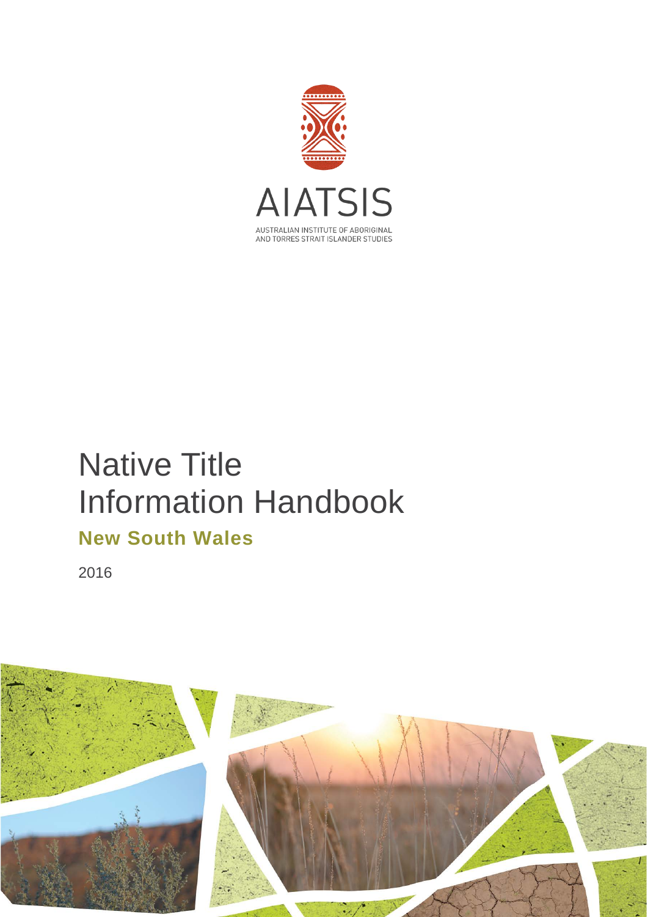AIATSIS

AUSTRALIAN INSTITUTE OF ABORIGINAL AND TORRES STRAIT ISLANDER STUDIES

# Native Title Information Handbook

## New South Wales

2016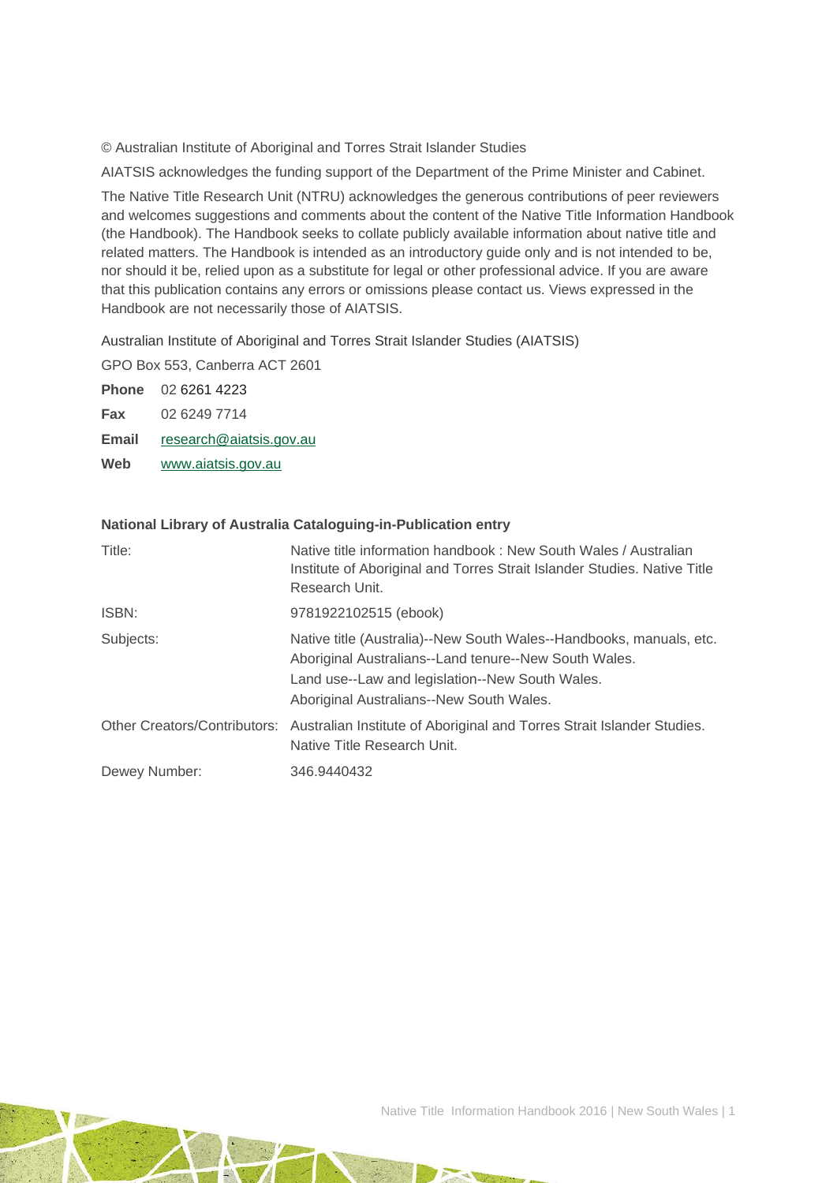© Australian Institute of Aboriginal and Torres Strait Islander Studies

AIATSIS acknowledges the funding support of the Department of the Prime Minister and Cabinet.

The Native Title Research Unit (NTRU) acknowledges the generous contributions of peer reviewers and welcomes suggestions and comments about the content of the Native Title Information Handbook (the Handbook). The Handbook seeks to collate publicly available information about native title and related matters. The Handbook is intended as an introductory guide only and is not intended to be, nor should it be, relied upon as a substitute for legal or other professional advice. If you are aware that this publication contains any errors or omissions please contact us. Views expressed in the Handbook are not necessarily those of AIATSIS.

Australian Institute of Aboriginal and Torres Strait Islander Studies (AIATSIS)

GPO Box 553, Canberra ACT 2601

**Phone** 02 6261 4223

**Fax** 02 6249 7714

**Email** research@aiatsis.gov.au

**Web** www.aiatsis.gov.au

**National Library of Australia Cataloguing-in-Publication entry**

| | |
|---|---|
| Title: | Native title information handbook : New South Wales / Australian Institute of Aboriginal and Torres Strait Islander Studies. Native Title Research Unit. |
| ISBN: | 9781922102515 (ebook) |
| Subjects: | Native title (Australia)--New South Wales--Handbooks, manuals, etc.<br>Aboriginal Australians--Land tenure--New South Wales.<br>Land use--Law and legislation--New South Wales.<br>Aboriginal Australians--New South Wales. |
| Other Creators/Contributors: | Australian Institute of Aboriginal and Torres Strait Islander Studies. Native Title Research Unit. |
| Dewey Number: | 346.9440432 |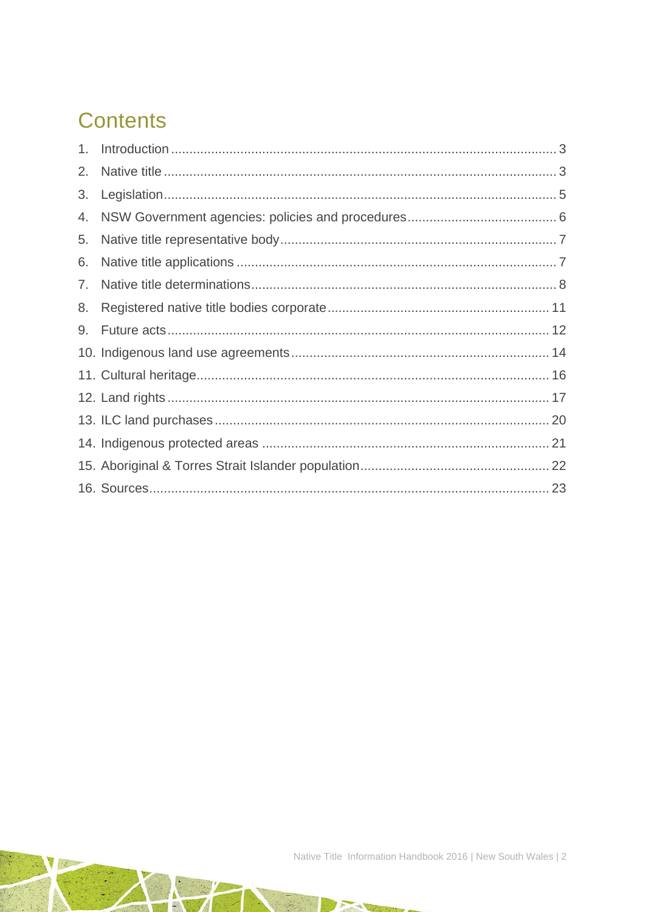# Contents

1. Introduction ... 3
2. Native title ... 3
3. Legislation ... 5
4. NSW Government agencies: policies and procedures ... 6
5. Native title representative body ... 7
6. Native title applications ... 7
7. Native title determinations ... 8
8. Registered native title bodies corporate ... 11
9. Future acts ... 12
10. Indigenous land use agreements ... 14
11. Cultural heritage ... 16
12. Land rights ... 17
13. ILC land purchases ... 20
14. Indigenous protected areas ... 21
15. Aboriginal & Torres Strait Islander population ... 22
16. Sources ... 23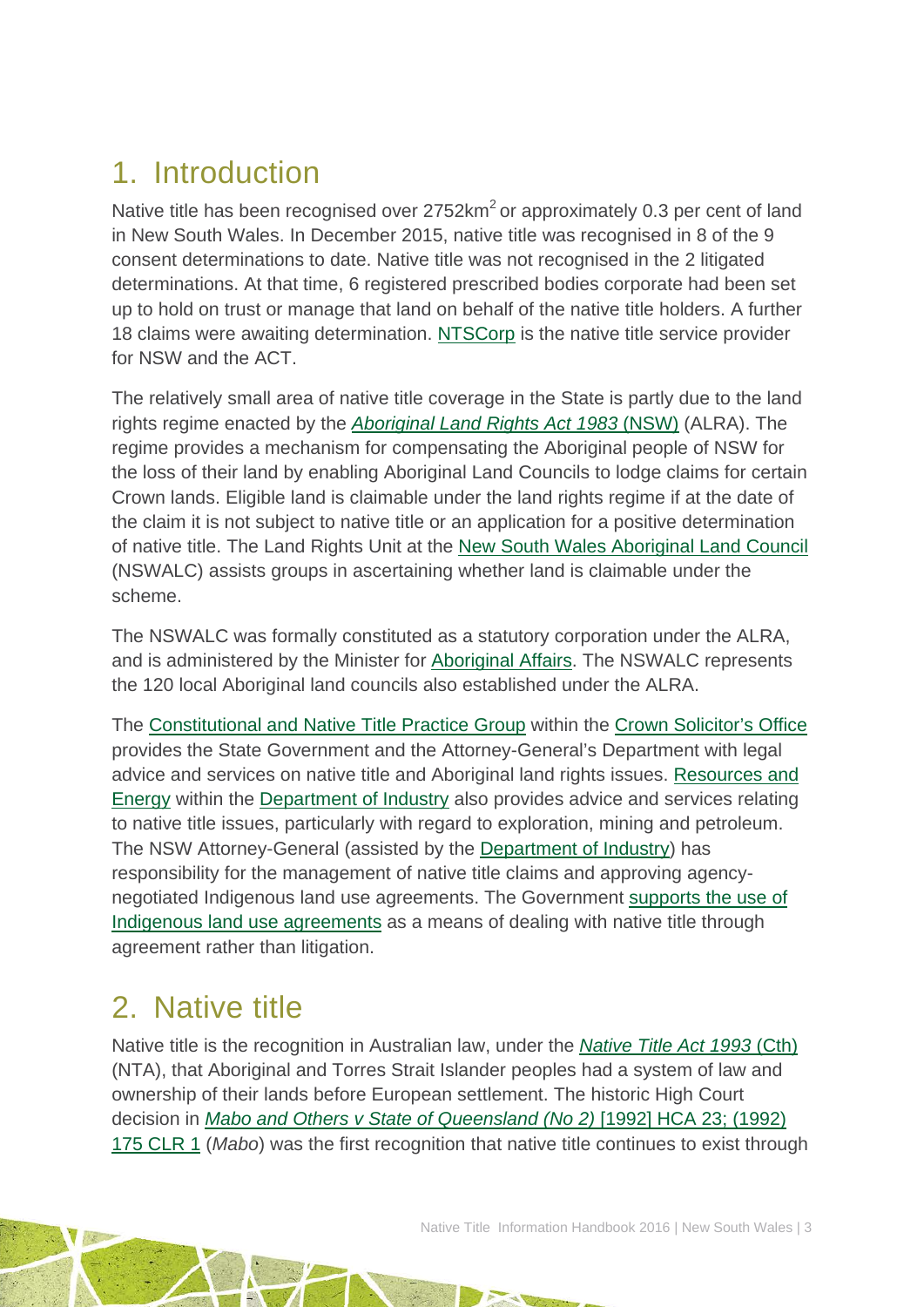## 1. Introduction

Native title has been recognised over 2752km$^2$ or approximately 0.3 per cent of land in New South Wales. In December 2015, native title was recognised in 8 of the 9 consent determinations to date. Native title was not recognised in the 2 litigated determinations. At that time, 6 registered prescribed bodies corporate had been set up to hold on trust or manage that land on behalf of the native title holders. A further 18 claims were awaiting determination. NTSCorp is the native title service provider for NSW and the ACT.

The relatively small area of native title coverage in the State is partly due to the land rights regime enacted by the *Aboriginal Land Rights Act 1983* (NSW) (ALRA). The regime provides a mechanism for compensating the Aboriginal people of NSW for the loss of their land by enabling Aboriginal Land Councils to lodge claims for certain Crown lands. Eligible land is claimable under the land rights regime if at the date of the claim it is not subject to native title or an application for a positive determination of native title. The Land Rights Unit at the New South Wales Aboriginal Land Council (NSWALC) assists groups in ascertaining whether land is claimable under the scheme.

The NSWALC was formally constituted as a statutory corporation under the ALRA, and is administered by the Minister for Aboriginal Affairs. The NSWALC represents the 120 local Aboriginal land councils also established under the ALRA.

The Constitutional and Native Title Practice Group within the Crown Solicitor's Office provides the State Government and the Attorney-General's Department with legal advice and services on native title and Aboriginal land rights issues. Resources and Energy within the Department of Industry also provides advice and services relating to native title issues, particularly with regard to exploration, mining and petroleum. The NSW Attorney-General (assisted by the Department of Industry) has responsibility for the management of native title claims and approving agency-negotiated Indigenous land use agreements. The Government supports the use of Indigenous land use agreements as a means of dealing with native title through agreement rather than litigation.

## 2. Native title

Native title is the recognition in Australian law, under the *Native Title Act 1993* (Cth) (NTA), that Aboriginal and Torres Strait Islander peoples had a system of law and ownership of their lands before European settlement. The historic High Court decision in *Mabo and Others v State of Queensland (No 2)* [1992] HCA 23; (1992) 175 CLR 1 (*Mabo*) was the first recognition that native title continues to exist through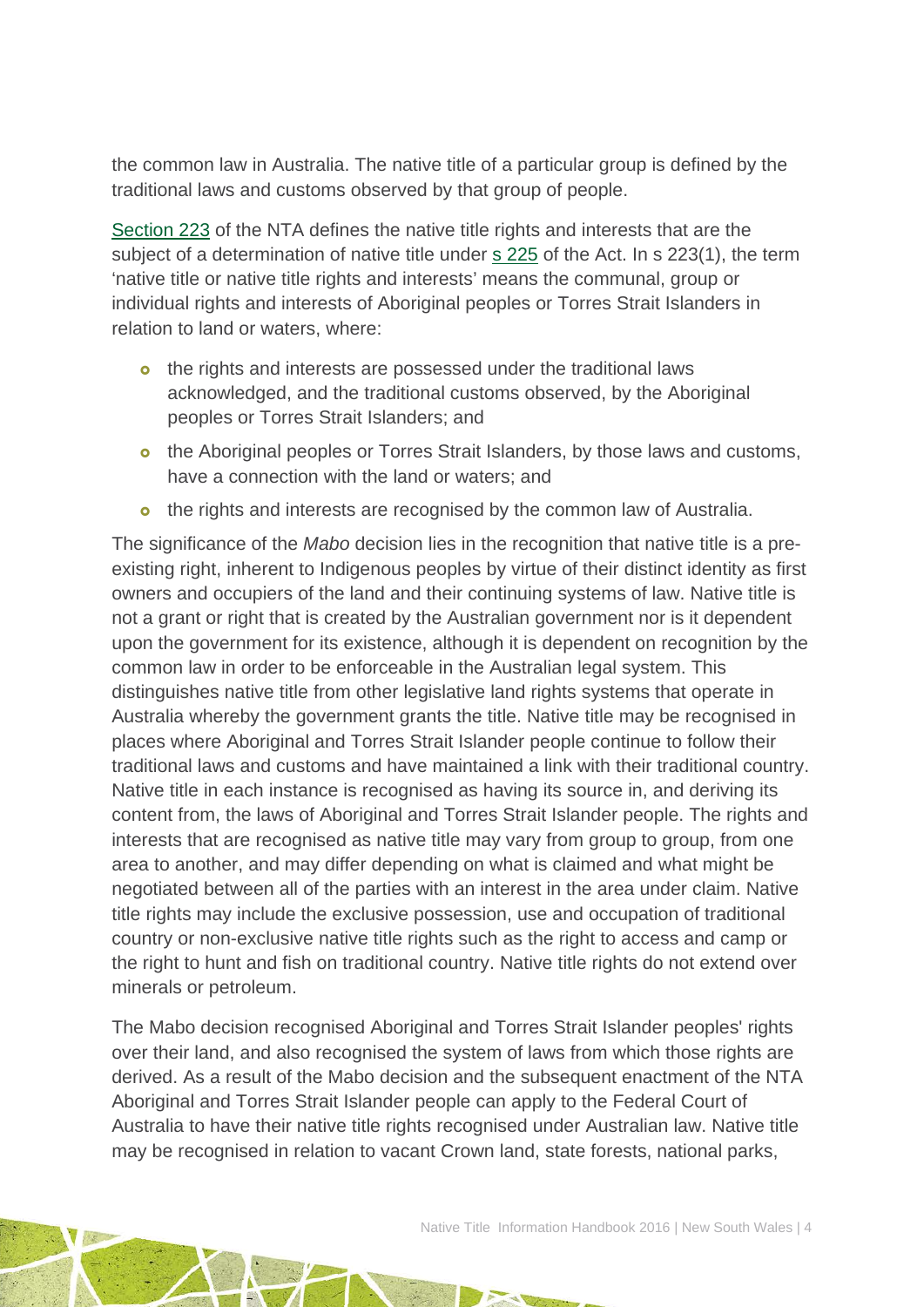the common law in Australia. The native title of a particular group is defined by the traditional laws and customs observed by that group of people.

[Section 223](#) of the NTA defines the native title rights and interests that are the subject of a determination of native title under [s 225](#) of the Act. In s 223(1), the term 'native title or native title rights and interests' means the communal, group or individual rights and interests of Aboriginal peoples or Torres Strait Islanders in relation to land or waters, where:

- the rights and interests are possessed under the traditional laws acknowledged, and the traditional customs observed, by the Aboriginal peoples or Torres Strait Islanders; and
- the Aboriginal peoples or Torres Strait Islanders, by those laws and customs, have a connection with the land or waters; and
- the rights and interests are recognised by the common law of Australia.

The significance of the *Mabo* decision lies in the recognition that native title is a pre-existing right, inherent to Indigenous peoples by virtue of their distinct identity as first owners and occupiers of the land and their continuing systems of law. Native title is not a grant or right that is created by the Australian government nor is it dependent upon the government for its existence, although it is dependent on recognition by the common law in order to be enforceable in the Australian legal system. This distinguishes native title from other legislative land rights systems that operate in Australia whereby the government grants the title. Native title may be recognised in places where Aboriginal and Torres Strait Islander people continue to follow their traditional laws and customs and have maintained a link with their traditional country. Native title in each instance is recognised as having its source in, and deriving its content from, the laws of Aboriginal and Torres Strait Islander people. The rights and interests that are recognised as native title may vary from group to group, from one area to another, and may differ depending on what is claimed and what might be negotiated between all of the parties with an interest in the area under claim. Native title rights may include the exclusive possession, use and occupation of traditional country or non-exclusive native title rights such as the right to access and camp or the right to hunt and fish on traditional country. Native title rights do not extend over minerals or petroleum.

The Mabo decision recognised Aboriginal and Torres Strait Islander peoples' rights over their land, and also recognised the system of laws from which those rights are derived. As a result of the Mabo decision and the subsequent enactment of the NTA Aboriginal and Torres Strait Islander people can apply to the Federal Court of Australia to have their native title rights recognised under Australian law. Native title may be recognised in relation to vacant Crown land, state forests, national parks,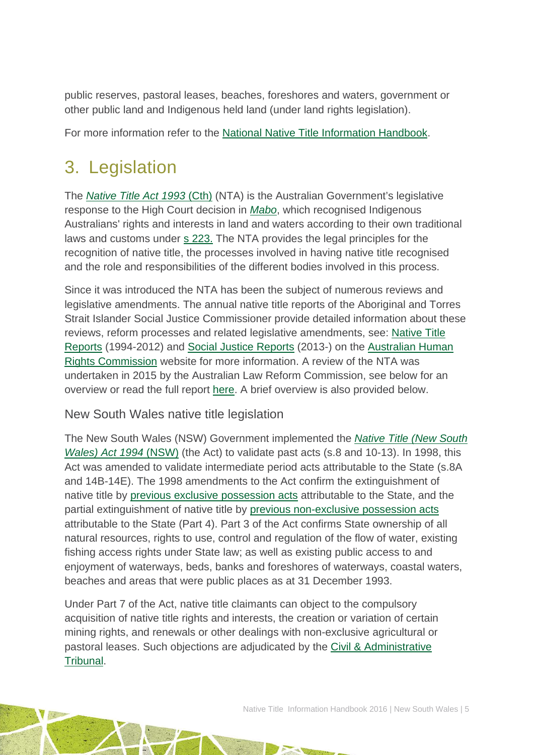public reserves, pastoral leases, beaches, foreshores and waters, government or other public land and Indigenous held land (under land rights legislation).

For more information refer to the National Native Title Information Handbook.

# 3. Legislation

The *Native Title Act 1993* (Cth) (NTA) is the Australian Government's legislative response to the High Court decision in *Mabo*, which recognised Indigenous Australians' rights and interests in land and waters according to their own traditional laws and customs under s 223. The NTA provides the legal principles for the recognition of native title, the processes involved in having native title recognised and the role and responsibilities of the different bodies involved in this process.

Since it was introduced the NTA has been the subject of numerous reviews and legislative amendments. The annual native title reports of the Aboriginal and Torres Strait Islander Social Justice Commissioner provide detailed information about these reviews, reform processes and related legislative amendments, see: Native Title Reports (1994-2012) and Social Justice Reports (2013-) on the Australian Human Rights Commission website for more information. A review of the NTA was undertaken in 2015 by the Australian Law Reform Commission, see below for an overview or read the full report here. A brief overview is also provided below.

## New South Wales native title legislation

The New South Wales (NSW) Government implemented the *Native Title (New South Wales) Act 1994* (NSW) (the Act) to validate past acts (s.8 and 10-13). In 1998, this Act was amended to validate intermediate period acts attributable to the State (s.8A and 14B-14E). The 1998 amendments to the Act confirm the extinguishment of native title by previous exclusive possession acts attributable to the State, and the partial extinguishment of native title by previous non-exclusive possession acts attributable to the State (Part 4). Part 3 of the Act confirms State ownership of all natural resources, rights to use, control and regulation of the flow of water, existing fishing access rights under State law; as well as existing public access to and enjoyment of waterways, beds, banks and foreshores of waterways, coastal waters, beaches and areas that were public places as at 31 December 1993.

Under Part 7 of the Act, native title claimants can object to the compulsory acquisition of native title rights and interests, the creation or variation of certain mining rights, and renewals or other dealings with non-exclusive agricultural or pastoral leases. Such objections are adjudicated by the Civil & Administrative Tribunal.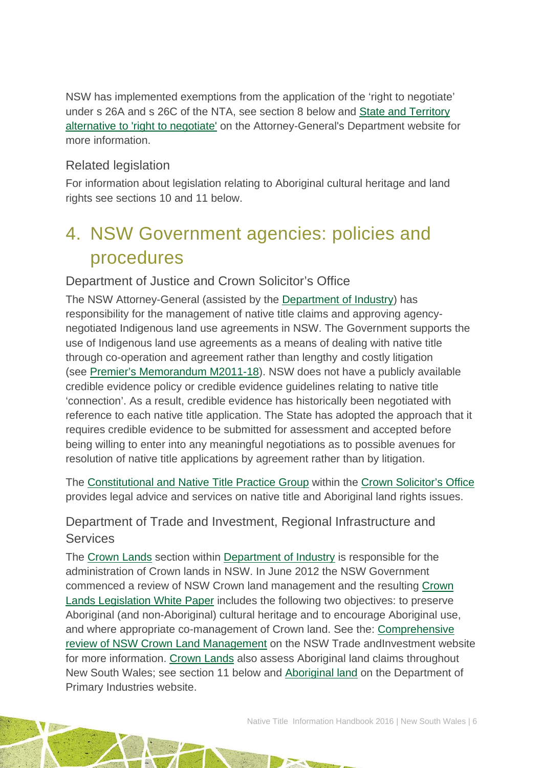NSW has implemented exemptions from the application of the 'right to negotiate' under s 26A and s 26C of the NTA, see section 8 below and State and Territory alternative to 'right to negotiate' on the Attorney-General's Department website for more information.

### Related legislation

For information about legislation relating to Aboriginal cultural heritage and land rights see sections 10 and 11 below.

## 4. NSW Government agencies: policies and procedures

### Department of Justice and Crown Solicitor's Office

The NSW Attorney-General (assisted by the Department of Industry) has responsibility for the management of native title claims and approving agency-negotiated Indigenous land use agreements in NSW. The Government supports the use of Indigenous land use agreements as a means of dealing with native title through co-operation and agreement rather than lengthy and costly litigation (see Premier's Memorandum M2011-18). NSW does not have a publicly available credible evidence policy or credible evidence guidelines relating to native title 'connection'. As a result, credible evidence has historically been negotiated with reference to each native title application. The State has adopted the approach that it requires credible evidence to be submitted for assessment and accepted before being willing to enter into any meaningful negotiations as to possible avenues for resolution of native title applications by agreement rather than by litigation.

The Constitutional and Native Title Practice Group within the Crown Solicitor's Office provides legal advice and services on native title and Aboriginal land rights issues.

### Department of Trade and Investment, Regional Infrastructure and Services

The Crown Lands section within Department of Industry is responsible for the administration of Crown lands in NSW. In June 2012 the NSW Government commenced a review of NSW Crown land management and the resulting Crown Lands Legislation White Paper includes the following two objectives: to preserve Aboriginal (and non-Aboriginal) cultural heritage and to encourage Aboriginal use, and where appropriate co-management of Crown land. See the: Comprehensive review of NSW Crown Land Management on the NSW Trade andInvestment website for more information. Crown Lands also assess Aboriginal land claims throughout New South Wales; see section 11 below and Aboriginal land on the Department of Primary Industries website.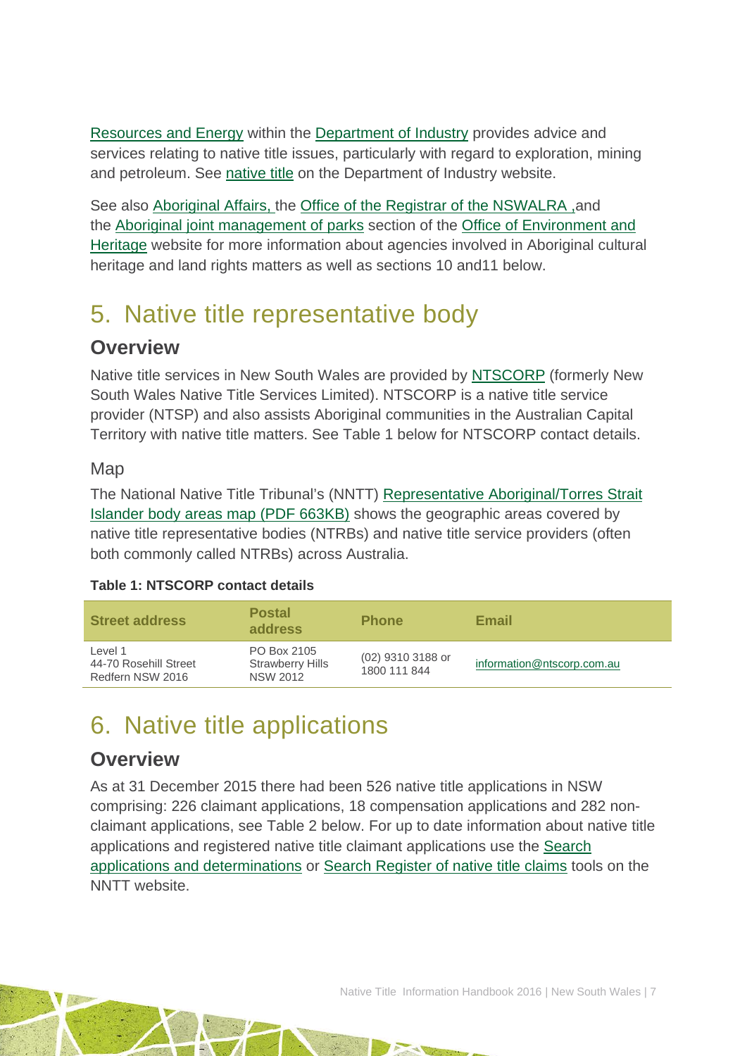Resources and Energy within the Department of Industry provides advice and services relating to native title issues, particularly with regard to exploration, mining and petroleum. See native title on the Department of Industry website.

See also Aboriginal Affairs, the Office of the Registrar of the NSWALRA ,and the Aboriginal joint management of parks section of the Office of Environment and Heritage website for more information about agencies involved in Aboriginal cultural heritage and land rights matters as well as sections 10 and11 below.

# 5. Native title representative body

## Overview

Native title services in New South Wales are provided by NTSCORP (formerly New South Wales Native Title Services Limited). NTSCORP is a native title service provider (NTSP) and also assists Aboriginal communities in the Australian Capital Territory with native title matters. See Table 1 below for NTSCORP contact details.

### Map

The National Native Title Tribunal's (NNTT) Representative Aboriginal/Torres Strait Islander body areas map (PDF 663KB) shows the geographic areas covered by native title representative bodies (NTRBs) and native title service providers (often both commonly called NTRBs) across Australia.

**Table 1: NTSCORP contact details**

| Street address | Postal address | Phone | Email |
|---|---|---|---|
| Level 1<br>44-70 Rosehill Street<br>Redfern NSW 2016 | PO Box 2105<br>Strawberry Hills<br>NSW 2012 | (02) 9310 3188 or<br>1800 111 844 | information@ntscorp.com.au |

# 6. Native title applications

## Overview

As at 31 December 2015 there had been 526 native title applications in NSW comprising: 226 claimant applications, 18 compensation applications and 282 non-claimant applications, see Table 2 below. For up to date information about native title applications and registered native title claimant applications use the Search applications and determinations or Search Register of native title claims tools on the NNTT website.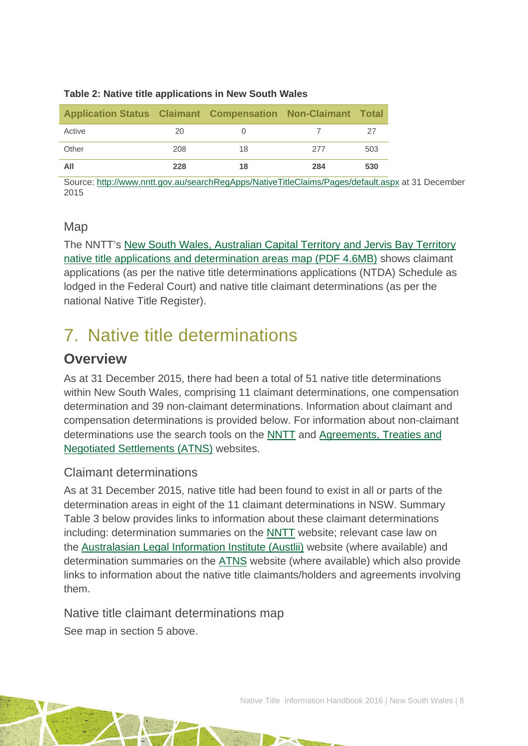**Table 2: Native title applications in New South Wales**

| Application Status | Claimant | Compensation | Non-Claimant | Total |
|---|---|---|---|---|
| Active | 20 | 0 | 7 | 27 |
| Other | 208 | 18 | 277 | 503 |
| **All** | **228** | **18** | **284** | **530** |

Source: http://www.nntt.gov.au/searchRegApps/NativeTitleClaims/Pages/default.aspx at 31 December 2015

### Map

The NNTT's New South Wales, Australian Capital Territory and Jervis Bay Territory native title applications and determination areas map (PDF 4.6MB) shows claimant applications (as per the native title determinations applications (NTDA) Schedule as lodged in the Federal Court) and native title claimant determinations (as per the national Native Title Register).

# 7. Native title determinations

## Overview

As at 31 December 2015, there had been a total of 51 native title determinations within New South Wales, comprising 11 claimant determinations, one compensation determination and 39 non-claimant determinations. Information about claimant and compensation determinations is provided below. For information about non-claimant determinations use the search tools on the NNTT and Agreements, Treaties and Negotiated Settlements (ATNS) websites.

### Claimant determinations

As at 31 December 2015, native title had been found to exist in all or parts of the determination areas in eight of the 11 claimant determinations in NSW. Summary Table 3 below provides links to information about these claimant determinations including: determination summaries on the NNTT website; relevant case law on the Australasian Legal Information Institute (Austlii) website (where available) and determination summaries on the ATNS website (where available) which also provide links to information about the native title claimants/holders and agreements involving them.

### Native title claimant determinations map

See map in section 5 above.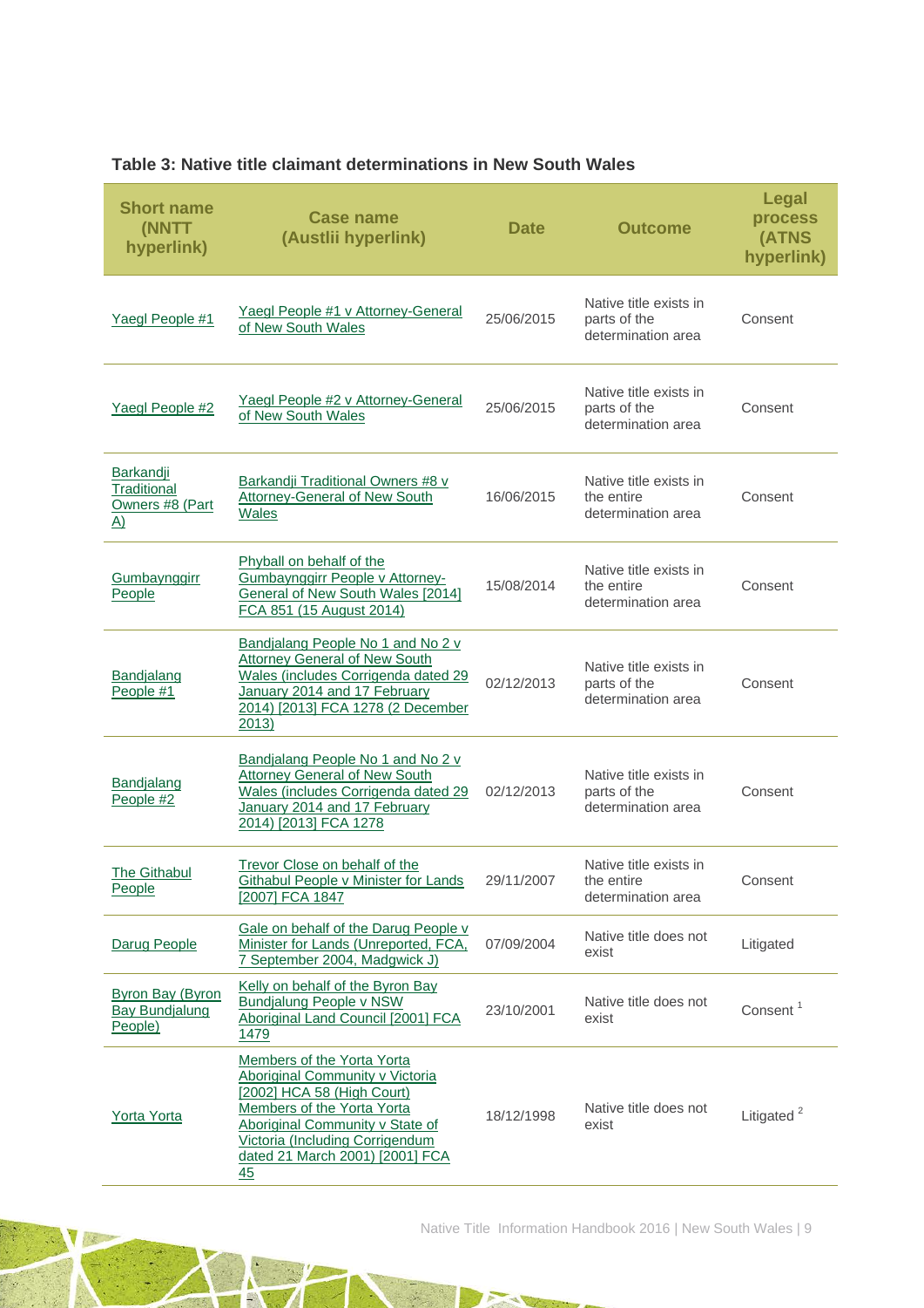**Table 3: Native title claimant determinations in New South Wales**

| Short name (NNTT hyperlink) | Case name (Austlii hyperlink) | Date | Outcome | Legal process (ATNS hyperlink) |
|---|---|---|---|---|
| Yaegl People #1 | Yaegl People #1 v Attorney-General of New South Wales | 25/06/2015 | Native title exists in parts of the determination area | Consent |
| Yaegl People #2 | Yaegl People #2 v Attorney-General of New South Wales | 25/06/2015 | Native title exists in parts of the determination area | Consent |
| Barkandji Traditional Owners #8 (Part A) | Barkandji Traditional Owners #8 v Attorney-General of New South Wales | 16/06/2015 | Native title exists in the entire determination area | Consent |
| Gumbaynggirr People | Phyball on behalf of the Gumbaynggirr People v Attorney-General of New South Wales [2014] FCA 851 (15 August 2014) | 15/08/2014 | Native title exists in the entire determination area | Consent |
| Bandjalang People #1 | Bandjalang People No 1 and No 2 v Attorney General of New South Wales (includes Corrigenda dated 29 January 2014 and 17 February 2014) [2013] FCA 1278 (2 December 2013) | 02/12/2013 | Native title exists in parts of the determination area | Consent |
| Bandjalang People #2 | Bandjalang People No 1 and No 2 v Attorney General of New South Wales (includes Corrigenda dated 29 January 2014 and 17 February 2014) [2013] FCA 1278 | 02/12/2013 | Native title exists in parts of the determination area | Consent |
| The Githabul People | Trevor Close on behalf of the Githabul People v Minister for Lands [2007] FCA 1847 | 29/11/2007 | Native title exists in the entire determination area | Consent |
| Darug People | Gale on behalf of the Darug People v Minister for Lands (Unreported, FCA, 7 September 2004, Madgwick J) | 07/09/2004 | Native title does not exist | Litigated |
| Byron Bay (Byron Bay Bundjalung People) | Kelly on behalf of the Byron Bay Bundjalung People v NSW Aboriginal Land Council [2001] FCA 1479 | 23/10/2001 | Native title does not exist | Consent [1] |
| Yorta Yorta | Members of the Yorta Yorta Aboriginal Community v Victoria [2002] HCA 58 (High Court) Members of the Yorta Yorta Aboriginal Community v State of Victoria (Including Corrigendum dated 21 March 2001) [2001] FCA 45 | 18/12/1998 | Native title does not exist | Litigated [2] |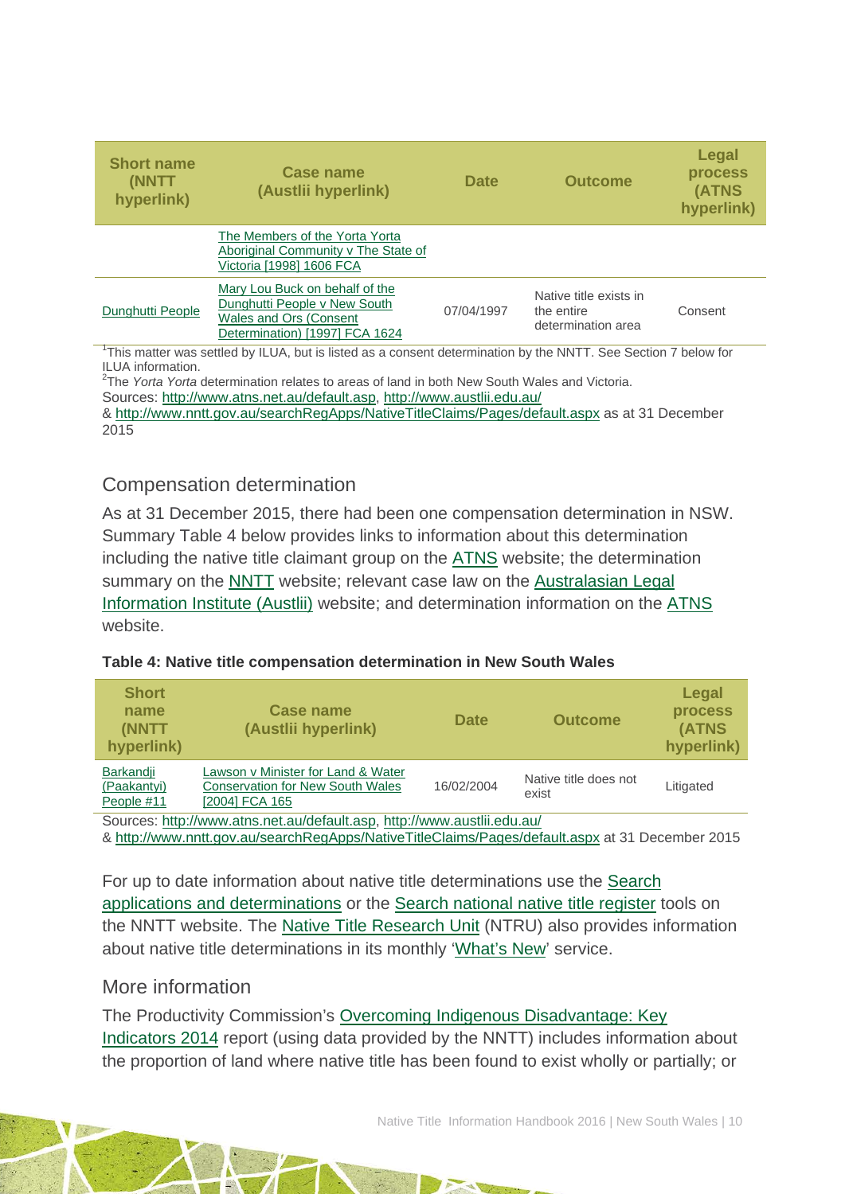| Short name (NNTT hyperlink) | Case name (Austlii hyperlink) | Date | Outcome | Legal process (ATNS hyperlink) |
|---|---|---|---|---|
| | The Members of the Yorta Yorta Aboriginal Community v The State of Victoria [1998] 1606 FCA | | | |
| Dunghutti People | Mary Lou Buck on behalf of the Dunghutti People v New South Wales and Ors (Consent Determination) [1997] FCA 1624 | 07/04/1997 | Native title exists in the entire determination area | Consent |

[1]This matter was settled by ILUA, but is listed as a consent determination by the NNTT. See Section 7 below for ILUA information.
[2]The *Yorta Yorta* determination relates to areas of land in both New South Wales and Victoria.
Sources: http://www.atns.net.au/default.asp, http://www.austlii.edu.au/
& http://www.nntt.gov.au/searchRegApps/NativeTitleClaims/Pages/default.aspx as at 31 December 2015

## Compensation determination

As at 31 December 2015, there had been one compensation determination in NSW. Summary Table 4 below provides links to information about this determination including the native title claimant group on the ATNS website; the determination summary on the NNTT website; relevant case law on the Australasian Legal Information Institute (Austlii) website; and determination information on the ATNS website.

**Table 4: Native title compensation determination in New South Wales**

| Short name (NNTT hyperlink) | Case name (Austlii hyperlink) | Date | Outcome | Legal process (ATNS hyperlink) |
|---|---|---|---|---|
| Barkandji (Paakantyi) People #11 | Lawson v Minister for Land & Water Conservation for New South Wales [2004] FCA 165 | 16/02/2004 | Native title does not exist | Litigated |

Sources: http://www.atns.net.au/default.asp, http://www.austlii.edu.au/
& http://www.nntt.gov.au/searchRegApps/NativeTitleClaims/Pages/default.aspx at 31 December 2015

For up to date information about native title determinations use the Search applications and determinations or the Search national native title register tools on the NNTT website. The Native Title Research Unit (NTRU) also provides information about native title determinations in its monthly 'What's New' service.

## More information

The Productivity Commission's Overcoming Indigenous Disadvantage: Key Indicators 2014 report (using data provided by the NNTT) includes information about the proportion of land where native title has been found to exist wholly or partially; or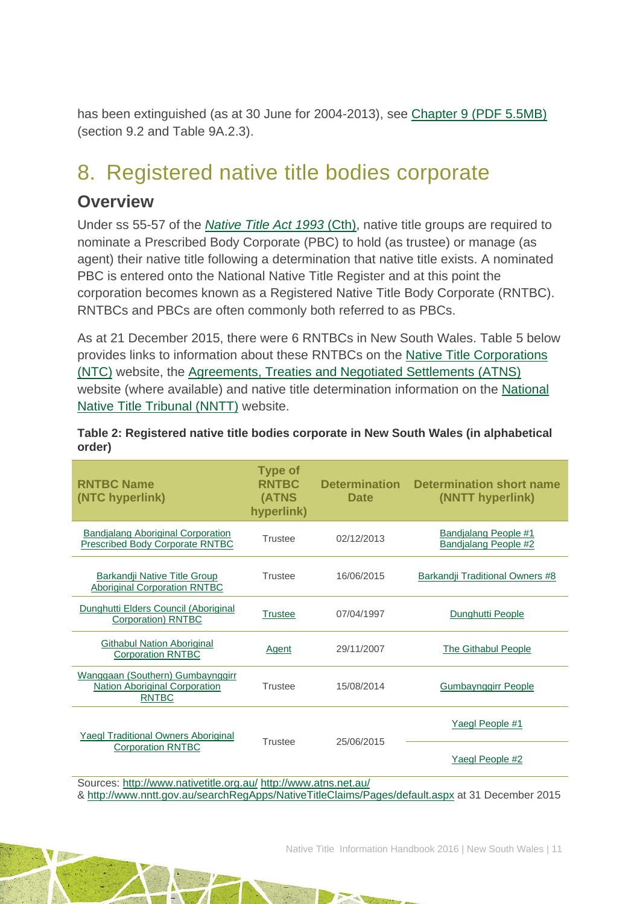has been extinguished (as at 30 June for 2004-2013), see Chapter 9 (PDF 5.5MB) (section 9.2 and Table 9A.2.3).

# 8. Registered native title bodies corporate

## Overview

Under ss 55-57 of the *Native Title Act 1993* (Cth), native title groups are required to nominate a Prescribed Body Corporate (PBC) to hold (as trustee) or manage (as agent) their native title following a determination that native title exists. A nominated PBC is entered onto the National Native Title Register and at this point the corporation becomes known as a Registered Native Title Body Corporate (RNTBC). RNTBCs and PBCs are often commonly both referred to as PBCs.

As at 21 December 2015, there were 6 RNTBCs in New South Wales. Table 5 below provides links to information about these RNTBCs on the Native Title Corporations (NTC) website, the Agreements, Treaties and Negotiated Settlements (ATNS) website (where available) and native title determination information on the National Native Title Tribunal (NNTT) website.

**Table 2: Registered native title bodies corporate in New South Wales (in alphabetical order)**

| RNTBC Name (NTC hyperlink) | Type of RNTBC (ATNS hyperlink) | Determination Date | Determination short name (NNTT hyperlink) |
|---|---|---|---|
| Bandjalang Aboriginal Corporation Prescribed Body Corporate RNTBC | Trustee | 02/12/2013 | Bandjalang People #1<br>Bandjalang People #2 |
| Barkandji Native Title Group Aboriginal Corporation RNTBC | Trustee | 16/06/2015 | Barkandji Traditional Owners #8 |
| Dunghutti Elders Council (Aboriginal Corporation) RNTBC | Trustee | 07/04/1997 | Dunghutti People |
| Githabul Nation Aboriginal Corporation RNTBC | Agent | 29/11/2007 | The Githabul People |
| Wanggaan (Southern) Gumbaynggirr Nation Aboriginal Corporation RNTBC | Trustee | 15/08/2014 | Gumbaynggirr People |
| Yaegl Traditional Owners Aboriginal Corporation RNTBC | Trustee | 25/06/2015 | Yaegl People #1 |
| | | | Yaegl People #2 |

Sources: http://www.nativetitle.org.au/ http://www.atns.net.au/ & http://www.nntt.gov.au/searchRegApps/NativeTitleClaims/Pages/default.aspx at 31 December 2015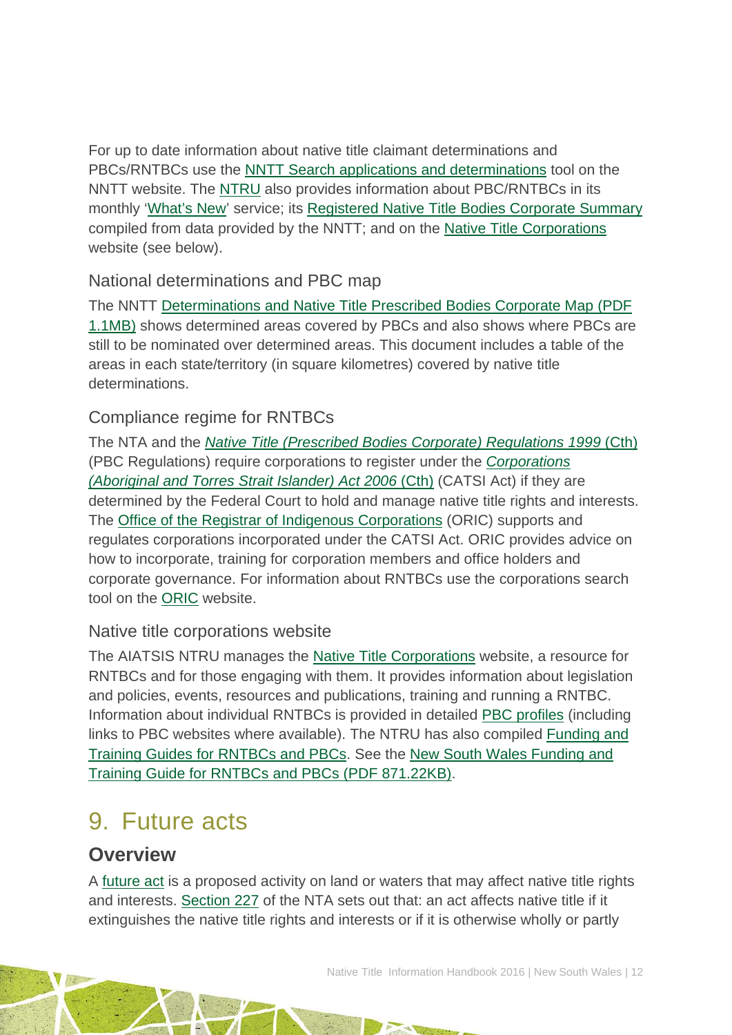For up to date information about native title claimant determinations and PBCs/RNTBCs use the NNTT Search applications and determinations tool on the NNTT website. The NTRU also provides information about PBC/RNTBCs in its monthly 'What's New' service; its Registered Native Title Bodies Corporate Summary compiled from data provided by the NNTT; and on the Native Title Corporations website (see below).

### National determinations and PBC map

The NNTT Determinations and Native Title Prescribed Bodies Corporate Map (PDF 1.1MB) shows determined areas covered by PBCs and also shows where PBCs are still to be nominated over determined areas. This document includes a table of the areas in each state/territory (in square kilometres) covered by native title determinations.

### Compliance regime for RNTBCs

The NTA and the *Native Title (Prescribed Bodies Corporate) Regulations 1999* (Cth) (PBC Regulations) require corporations to register under the *Corporations (Aboriginal and Torres Strait Islander) Act 2006* (Cth) (CATSI Act) if they are determined by the Federal Court to hold and manage native title rights and interests. The Office of the Registrar of Indigenous Corporations (ORIC) supports and regulates corporations incorporated under the CATSI Act. ORIC provides advice on how to incorporate, training for corporation members and office holders and corporate governance. For information about RNTBCs use the corporations search tool on the ORIC website.

### Native title corporations website

The AIATSIS NTRU manages the Native Title Corporations website, a resource for RNTBCs and for those engaging with them. It provides information about legislation and policies, events, resources and publications, training and running a RNTBC. Information about individual RNTBCs is provided in detailed PBC profiles (including links to PBC websites where available). The NTRU has also compiled Funding and Training Guides for RNTBCs and PBCs. See the New South Wales Funding and Training Guide for RNTBCs and PBCs (PDF 871.22KB).

# 9. Future acts

## Overview

A future act is a proposed activity on land or waters that may affect native title rights and interests. Section 227 of the NTA sets out that: an act affects native title if it extinguishes the native title rights and interests or if it is otherwise wholly or partly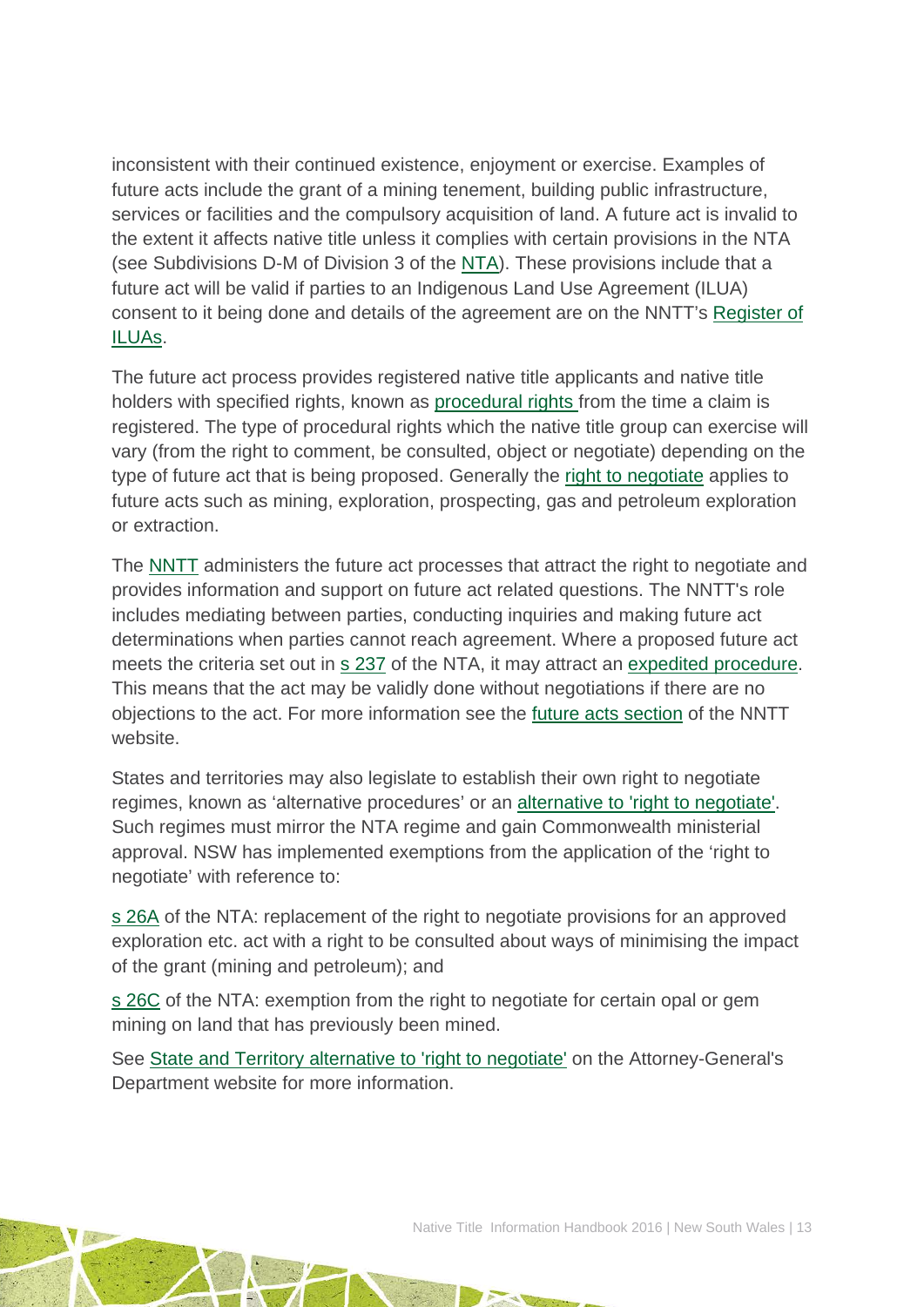inconsistent with their continued existence, enjoyment or exercise. Examples of future acts include the grant of a mining tenement, building public infrastructure, services or facilities and the compulsory acquisition of land. A future act is invalid to the extent it affects native title unless it complies with certain provisions in the NTA (see Subdivisions D-M of Division 3 of the NTA). These provisions include that a future act will be valid if parties to an Indigenous Land Use Agreement (ILUA) consent to it being done and details of the agreement are on the NNTT's Register of ILUAs.

The future act process provides registered native title applicants and native title holders with specified rights, known as procedural rights from the time a claim is registered. The type of procedural rights which the native title group can exercise will vary (from the right to comment, be consulted, object or negotiate) depending on the type of future act that is being proposed. Generally the right to negotiate applies to future acts such as mining, exploration, prospecting, gas and petroleum exploration or extraction.

The NNTT administers the future act processes that attract the right to negotiate and provides information and support on future act related questions. The NNTT's role includes mediating between parties, conducting inquiries and making future act determinations when parties cannot reach agreement. Where a proposed future act meets the criteria set out in s 237 of the NTA, it may attract an expedited procedure. This means that the act may be validly done without negotiations if there are no objections to the act. For more information see the future acts section of the NNTT website.

States and territories may also legislate to establish their own right to negotiate regimes, known as 'alternative procedures' or an alternative to 'right to negotiate'. Such regimes must mirror the NTA regime and gain Commonwealth ministerial approval. NSW has implemented exemptions from the application of the 'right to negotiate' with reference to:

s 26A of the NTA: replacement of the right to negotiate provisions for an approved exploration etc. act with a right to be consulted about ways of minimising the impact of the grant (mining and petroleum); and

s 26C of the NTA: exemption from the right to negotiate for certain opal or gem mining on land that has previously been mined.

See State and Territory alternative to 'right to negotiate' on the Attorney-General's Department website for more information.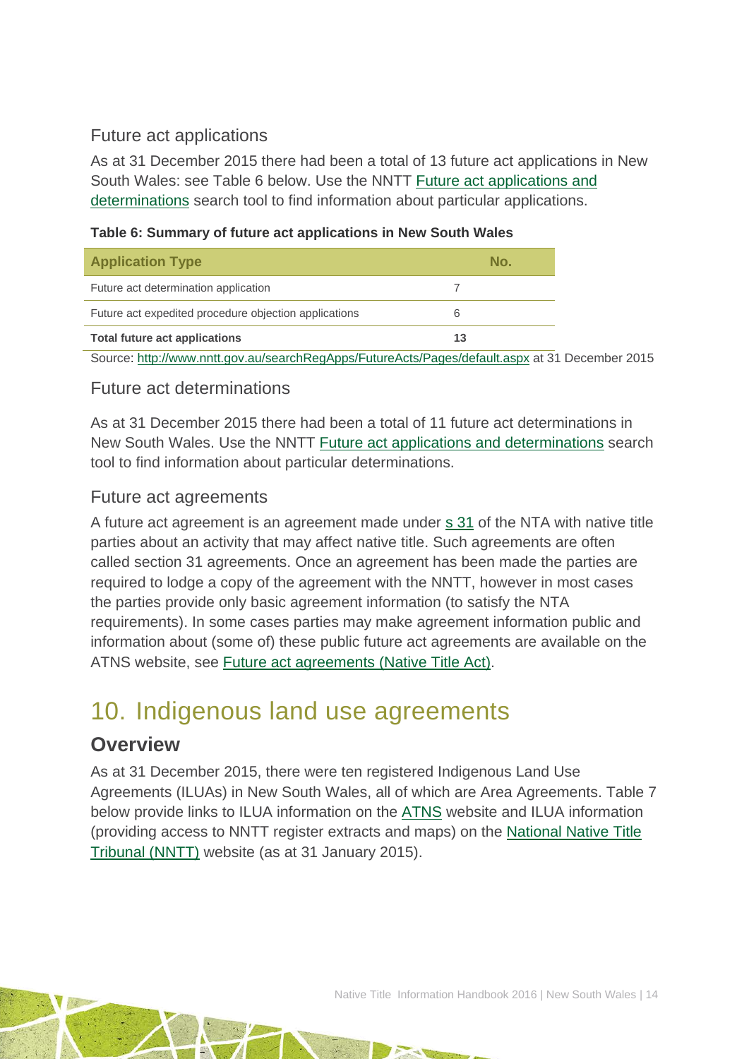### Future act applications

As at 31 December 2015 there had been a total of 13 future act applications in New South Wales: see Table 6 below. Use the NNTT [Future act applications and determinations](#) search tool to find information about particular applications.

**Table 6: Summary of future act applications in New South Wales**

| Application Type | No. |
|---|---|
| Future act determination application | 7 |
| Future act expedited procedure objection applications | 6 |
| **Total future act applications** | **13** |

Source: http://www.nntt.gov.au/searchRegApps/FutureActs/Pages/default.aspx at 31 December 2015

### Future act determinations

As at 31 December 2015 there had been a total of 11 future act determinations in New South Wales. Use the NNTT Future act applications and determinations search tool to find information about particular determinations.

### Future act agreements

A future act agreement is an agreement made under s 31 of the NTA with native title parties about an activity that may affect native title. Such agreements are often called section 31 agreements. Once an agreement has been made the parties are required to lodge a copy of the agreement with the NNTT, however in most cases the parties provide only basic agreement information (to satisfy the NTA requirements). In some cases parties may make agreement information public and information about (some of) these public future act agreements are available on the ATNS website, see Future act agreements (Native Title Act).

# 10. Indigenous land use agreements

## Overview

As at 31 December 2015, there were ten registered Indigenous Land Use Agreements (ILUAs) in New South Wales, all of which are Area Agreements. Table 7 below provide links to ILUA information on the ATNS website and ILUA information (providing access to NNTT register extracts and maps) on the National Native Title Tribunal (NNTT) website (as at 31 January 2015).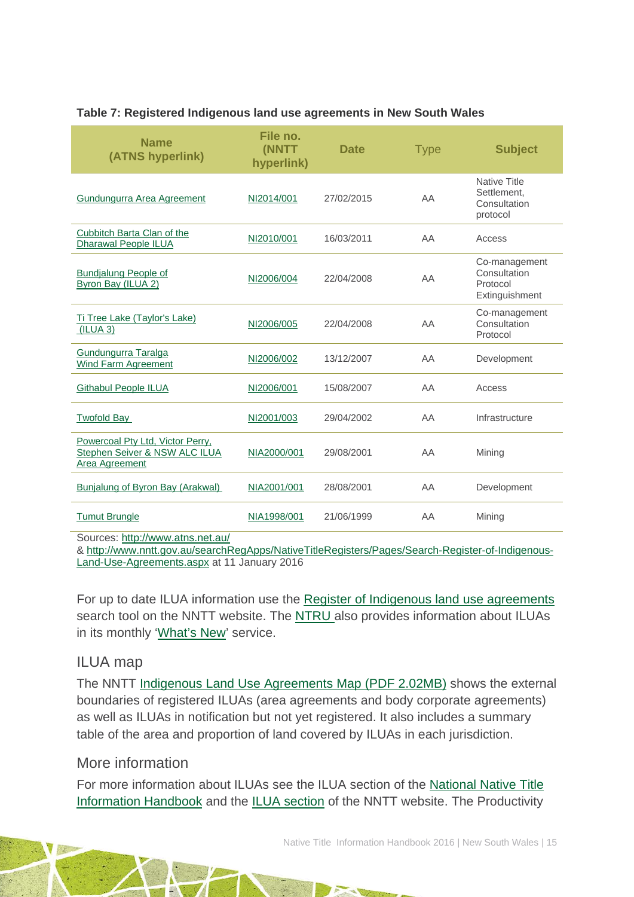**Table 7: Registered Indigenous land use agreements in New South Wales**

| Name (ATNS hyperlink) | File no. (NNTT hyperlink) | Date | Type | Subject |
|---|---|---|---|---|
| Gundungurra Area Agreement | NI2014/001 | 27/02/2015 | AA | Native Title Settlement, Consultation protocol |
| Cubbitch Barta Clan of the Dharawal People ILUA | NI2010/001 | 16/03/2011 | AA | Access |
| Bundjalung People of Byron Bay (ILUA 2) | NI2006/004 | 22/04/2008 | AA | Co-management Consultation Protocol Extinguishment |
| Ti Tree Lake (Taylor's Lake) (ILUA 3) | NI2006/005 | 22/04/2008 | AA | Co-management Consultation Protocol |
| Gundungurra Taralga Wind Farm Agreement | NI2006/002 | 13/12/2007 | AA | Development |
| Githabul People ILUA | NI2006/001 | 15/08/2007 | AA | Access |
| Twofold Bay | NI2001/003 | 29/04/2002 | AA | Infrastructure |
| Powercoal Pty Ltd, Victor Perry, Stephen Seiver & NSW ALC ILUA Area Agreement | NIA2000/001 | 29/08/2001 | AA | Mining |
| Bunjalung of Byron Bay (Arakwal) | NIA2001/001 | 28/08/2001 | AA | Development |
| Tumut Brungle | NIA1998/001 | 21/06/1999 | AA | Mining |

Sources: http://www.atns.net.au/ & http://www.nntt.gov.au/searchRegApps/NativeTitleRegisters/Pages/Search-Register-of-Indigenous-Land-Use-Agreements.aspx at 11 January 2016

For up to date ILUA information use the Register of Indigenous land use agreements search tool on the NNTT website. The NTRU also provides information about ILUAs in its monthly 'What's New' service.

## ILUA map

The NNTT Indigenous Land Use Agreements Map (PDF 2.02MB) shows the external boundaries of registered ILUAs (area agreements and body corporate agreements) as well as ILUAs in notification but not yet registered. It also includes a summary table of the area and proportion of land covered by ILUAs in each jurisdiction.

## More information

For more information about ILUAs see the ILUA section of the National Native Title Information Handbook and the ILUA section of the NNTT website. The Productivity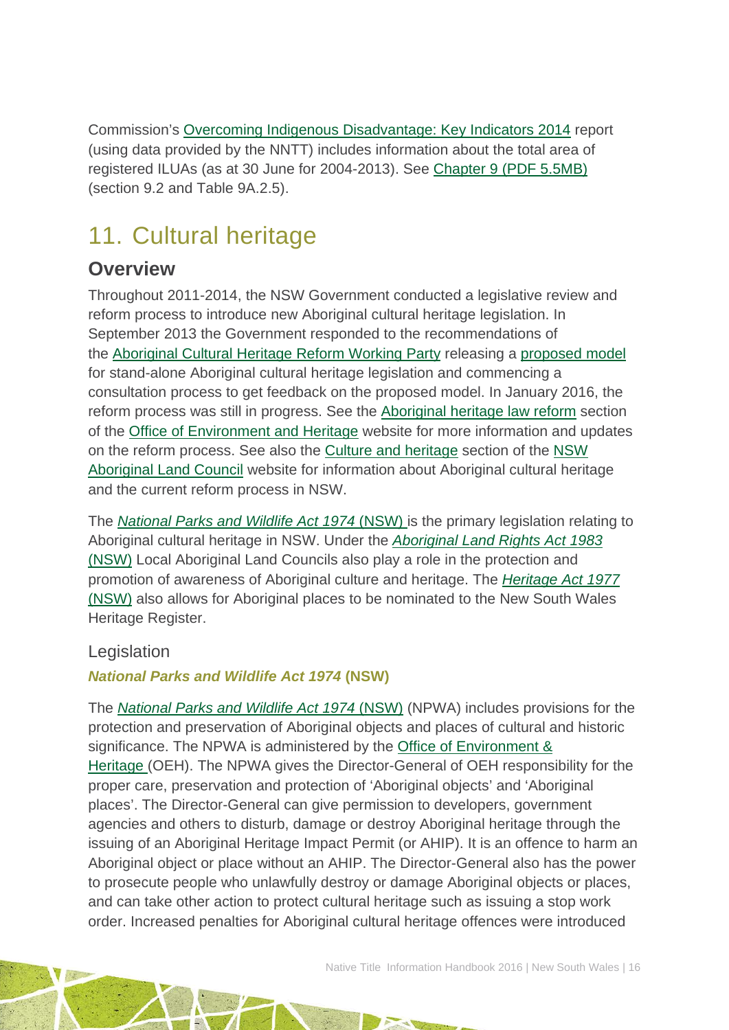Commission's Overcoming Indigenous Disadvantage: Key Indicators 2014 report (using data provided by the NNTT) includes information about the total area of registered ILUAs (as at 30 June for 2004-2013). See Chapter 9 (PDF 5.5MB) (section 9.2 and Table 9A.2.5).

# 11. Cultural heritage

## Overview

Throughout 2011-2014, the NSW Government conducted a legislative review and reform process to introduce new Aboriginal cultural heritage legislation. In September 2013 the Government responded to the recommendations of the Aboriginal Cultural Heritage Reform Working Party releasing a proposed model for stand-alone Aboriginal cultural heritage legislation and commencing a consultation process to get feedback on the proposed model. In January 2016, the reform process was still in progress. See the Aboriginal heritage law reform section of the Office of Environment and Heritage website for more information and updates on the reform process. See also the Culture and heritage section of the NSW Aboriginal Land Council website for information about Aboriginal cultural heritage and the current reform process in NSW.

The *National Parks and Wildlife Act 1974* (NSW) is the primary legislation relating to Aboriginal cultural heritage in NSW. Under the *Aboriginal Land Rights Act 1983* (NSW) Local Aboriginal Land Councils also play a role in the protection and promotion of awareness of Aboriginal culture and heritage. The *Heritage Act 1977* (NSW) also allows for Aboriginal places to be nominated to the New South Wales Heritage Register.

### Legislation

#### *National Parks and Wildlife Act 1974* (NSW)

The *National Parks and Wildlife Act 1974* (NSW) (NPWA) includes provisions for the protection and preservation of Aboriginal objects and places of cultural and historic significance. The NPWA is administered by the Office of Environment & Heritage (OEH). The NPWA gives the Director-General of OEH responsibility for the proper care, preservation and protection of 'Aboriginal objects' and 'Aboriginal places'. The Director-General can give permission to developers, government agencies and others to disturb, damage or destroy Aboriginal heritage through the issuing of an Aboriginal Heritage Impact Permit (or AHIP). It is an offence to harm an Aboriginal object or place without an AHIP. The Director-General also has the power to prosecute people who unlawfully destroy or damage Aboriginal objects or places, and can take other action to protect cultural heritage such as issuing a stop work order. Increased penalties for Aboriginal cultural heritage offences were introduced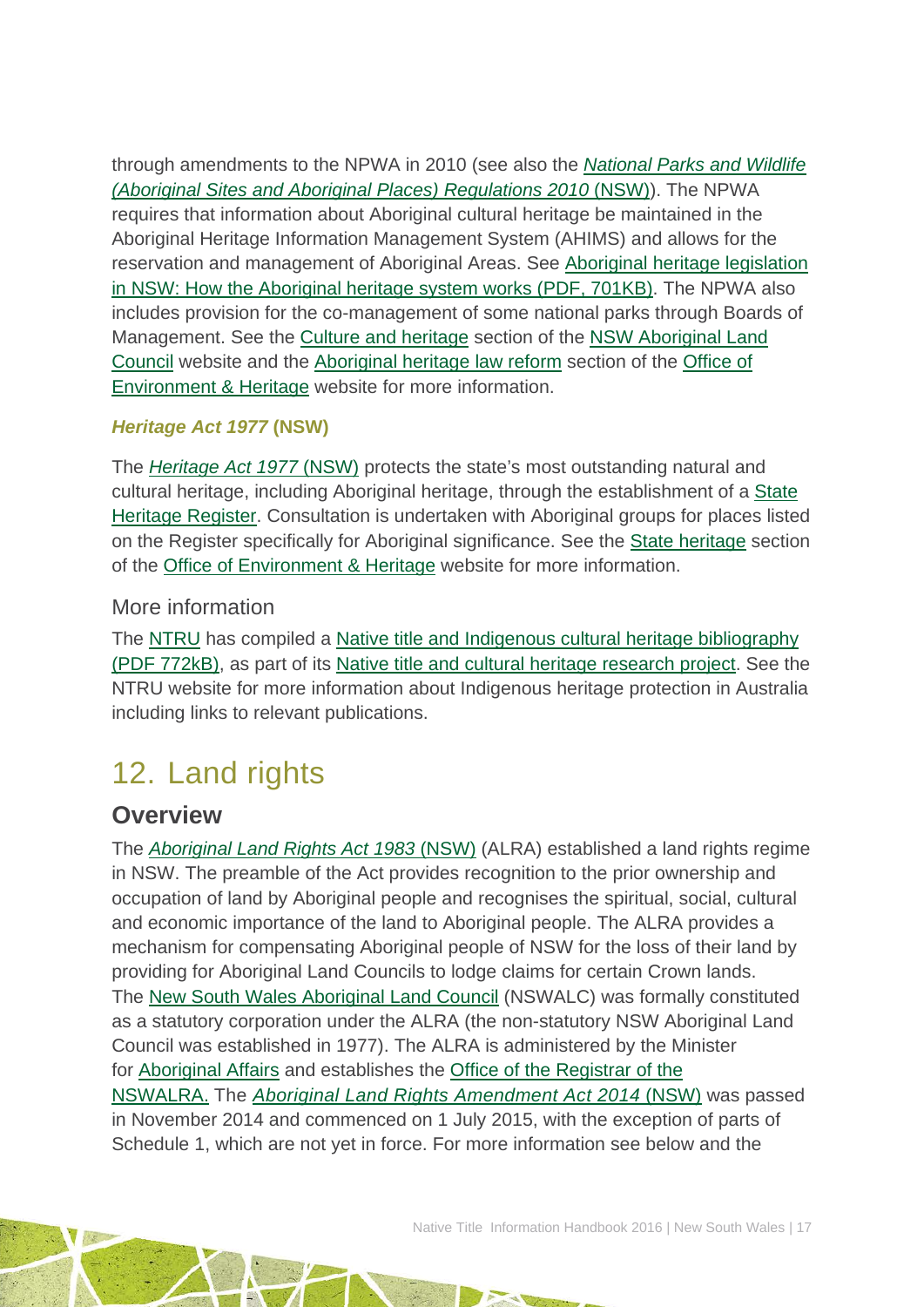through amendments to the NPWA in 2010 (see also the *National Parks and Wildlife (Aboriginal Sites and Aboriginal Places) Regulations 2010* (NSW)). The NPWA requires that information about Aboriginal cultural heritage be maintained in the Aboriginal Heritage Information Management System (AHIMS) and allows for the reservation and management of Aboriginal Areas. See Aboriginal heritage legislation in NSW: How the Aboriginal heritage system works (PDF, 701KB). The NPWA also includes provision for the co-management of some national parks through Boards of Management. See the Culture and heritage section of the NSW Aboriginal Land Council website and the Aboriginal heritage law reform section of the Office of Environment & Heritage website for more information.

#### *Heritage Act 1977* (NSW)

The *Heritage Act 1977* (NSW) protects the state's most outstanding natural and cultural heritage, including Aboriginal heritage, through the establishment of a State Heritage Register. Consultation is undertaken with Aboriginal groups for places listed on the Register specifically for Aboriginal significance. See the State heritage section of the Office of Environment & Heritage website for more information.

### More information

The NTRU has compiled a Native title and Indigenous cultural heritage bibliography (PDF 772kB), as part of its Native title and cultural heritage research project. See the NTRU website for more information about Indigenous heritage protection in Australia including links to relevant publications.

# 12. Land rights

## Overview

The *Aboriginal Land Rights Act 1983* (NSW) (ALRA) established a land rights regime in NSW. The preamble of the Act provides recognition to the prior ownership and occupation of land by Aboriginal people and recognises the spiritual, social, cultural and economic importance of the land to Aboriginal people. The ALRA provides a mechanism for compensating Aboriginal people of NSW for the loss of their land by providing for Aboriginal Land Councils to lodge claims for certain Crown lands. The New South Wales Aboriginal Land Council (NSWALC) was formally constituted as a statutory corporation under the ALRA (the non-statutory NSW Aboriginal Land Council was established in 1977). The ALRA is administered by the Minister for Aboriginal Affairs and establishes the Office of the Registrar of the NSWALRA. The *Aboriginal Land Rights Amendment Act 2014* (NSW) was passed in November 2014 and commenced on 1 July 2015, with the exception of parts of Schedule 1, which are not yet in force. For more information see below and the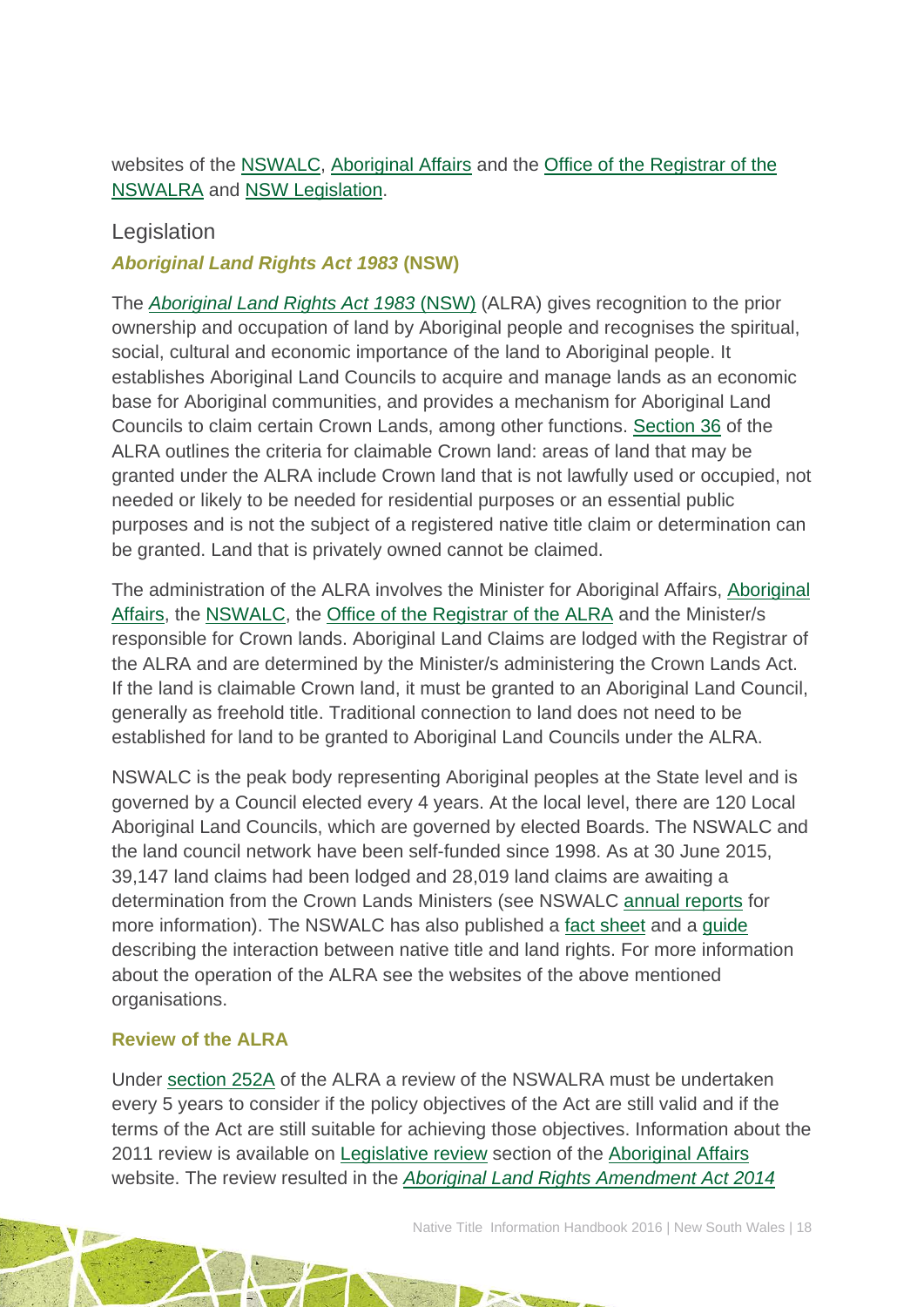websites of the NSWALC, Aboriginal Affairs and the Office of the Registrar of the NSWALRA and NSW Legislation.

## Legislation

### *Aboriginal Land Rights Act 1983* (NSW)

The *Aboriginal Land Rights Act 1983* (NSW) (ALRA) gives recognition to the prior ownership and occupation of land by Aboriginal people and recognises the spiritual, social, cultural and economic importance of the land to Aboriginal people. It establishes Aboriginal Land Councils to acquire and manage lands as an economic base for Aboriginal communities, and provides a mechanism for Aboriginal Land Councils to claim certain Crown Lands, among other functions. Section 36 of the ALRA outlines the criteria for claimable Crown land: areas of land that may be granted under the ALRA include Crown land that is not lawfully used or occupied, not needed or likely to be needed for residential purposes or an essential public purposes and is not the subject of a registered native title claim or determination can be granted. Land that is privately owned cannot be claimed.

The administration of the ALRA involves the Minister for Aboriginal Affairs, Aboriginal Affairs, the NSWALC, the Office of the Registrar of the ALRA and the Minister/s responsible for Crown lands. Aboriginal Land Claims are lodged with the Registrar of the ALRA and are determined by the Minister/s administering the Crown Lands Act. If the land is claimable Crown land, it must be granted to an Aboriginal Land Council, generally as freehold title. Traditional connection to land does not need to be established for land to be granted to Aboriginal Land Councils under the ALRA.

NSWALC is the peak body representing Aboriginal peoples at the State level and is governed by a Council elected every 4 years. At the local level, there are 120 Local Aboriginal Land Councils, which are governed by elected Boards. The NSWALC and the land council network have been self-funded since 1998. As at 30 June 2015, 39,147 land claims had been lodged and 28,019 land claims are awaiting a determination from the Crown Lands Ministers (see NSWALC annual reports for more information). The NSWALC has also published a fact sheet and a guide describing the interaction between native title and land rights. For more information about the operation of the ALRA see the websites of the above mentioned organisations.

#### Review of the ALRA

Under section 252A of the ALRA a review of the NSWALRA must be undertaken every 5 years to consider if the policy objectives of the Act are still valid and if the terms of the Act are still suitable for achieving those objectives. Information about the 2011 review is available on Legislative review section of the Aboriginal Affairs website. The review resulted in the *Aboriginal Land Rights Amendment Act 2014*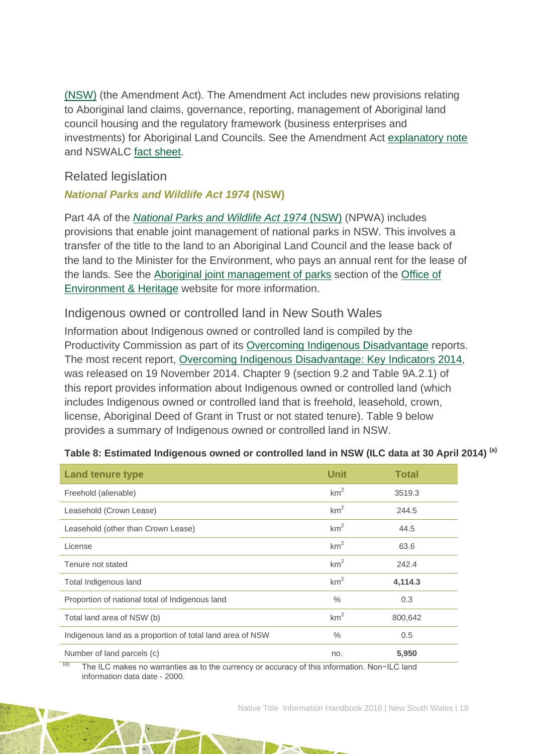(NSW) (the Amendment Act). The Amendment Act includes new provisions relating to Aboriginal land claims, governance, reporting, management of Aboriginal land council housing and the regulatory framework (business enterprises and investments) for Aboriginal Land Councils. See the Amendment Act explanatory note and NSWALC fact sheet.

## Related legislation

### *National Parks and Wildlife Act 1974* (NSW)

Part 4A of the *National Parks and Wildlife Act 1974* (NSW) (NPWA) includes provisions that enable joint management of national parks in NSW. This involves a transfer of the title to the land to an Aboriginal Land Council and the lease back of the land to the Minister for the Environment, who pays an annual rent for the lease of the lands. See the Aboriginal joint management of parks section of the Office of Environment & Heritage website for more information.

## Indigenous owned or controlled land in New South Wales

Information about Indigenous owned or controlled land is compiled by the Productivity Commission as part of its Overcoming Indigenous Disadvantage reports. The most recent report, Overcoming Indigenous Disadvantage: Key Indicators 2014, was released on 19 November 2014. Chapter 9 (section 9.2 and Table 9A.2.1) of this report provides information about Indigenous owned or controlled land (which includes Indigenous owned or controlled land that is freehold, leasehold, crown, license, Aboriginal Deed of Grant in Trust or not stated tenure). Table 9 below provides a summary of Indigenous owned or controlled land in NSW.

**Table 8: Estimated Indigenous owned or controlled land in NSW (ILC data at 30 April 2014) [(a)]**

| Land tenure type | Unit | Total |
|---|---|---|
| Freehold (alienable) | $km^2$ | 3519.3 |
| Leasehold (Crown Lease) | $km^2$ | 244.5 |
| Leasehold (other than Crown Lease) | $km^2$ | 44.5 |
| License | $km^2$ | 63.6 |
| Tenure not stated | $km^2$ | 242.4 |
| Total Indigenous land | $km^2$ | **4,114.3** |
| Proportion of national total of Indigenous land | % | 0.3 |
| Total land area of NSW (b) | $km^2$ | 800,642 |
| Indigenous land as a proportion of total land area of NSW | % | 0.5 |
| Number of land parcels (c) | no. | **5,950** |

[(a)] The ILC makes no warranties as to the currency or accuracy of this information. Non−ILC land information data date - 2000.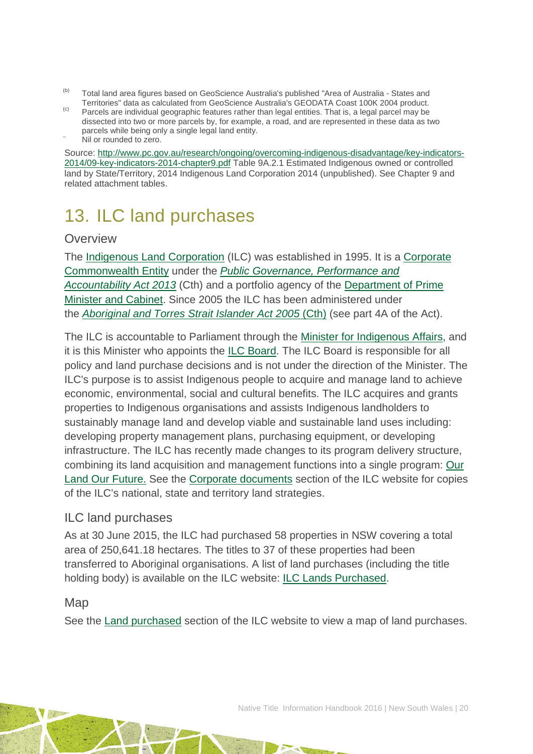[(b)] Total land area figures based on GeoScience Australia's published "Area of Australia - States and Territories" data as calculated from GeoScience Australia's GEODATA Coast 100K 2004 product.

[(c)] Parcels are individual geographic features rather than legal entities. That is, a legal parcel may be dissected into two or more parcels by, for example, a road, and are represented in these data as two parcels while being only a single legal land entity.

– Nil or rounded to zero.

Source: http://www.pc.gov.au/research/ongoing/overcoming-indigenous-disadvantage/key-indicators-2014/09-key-indicators-2014-chapter9.pdf Table 9A.2.1 Estimated Indigenous owned or controlled land by State/Territory, 2014 Indigenous Land Corporation 2014 (unpublished). See Chapter 9 and related attachment tables.

# 13. ILC land purchases

## Overview

The Indigenous Land Corporation (ILC) was established in 1995. It is a Corporate Commonwealth Entity under the *Public Governance, Performance and Accountability Act 2013* (Cth) and a portfolio agency of the Department of Prime Minister and Cabinet. Since 2005 the ILC has been administered under the *Aboriginal and Torres Strait Islander Act 2005* (Cth) (see part 4A of the Act).

The ILC is accountable to Parliament through the Minister for Indigenous Affairs, and it is this Minister who appoints the ILC Board. The ILC Board is responsible for all policy and land purchase decisions and is not under the direction of the Minister. The ILC's purpose is to assist Indigenous people to acquire and manage land to achieve economic, environmental, social and cultural benefits. The ILC acquires and grants properties to Indigenous organisations and assists Indigenous landholders to sustainably manage land and develop viable and sustainable land uses including: developing property management plans, purchasing equipment, or developing infrastructure. The ILC has recently made changes to its program delivery structure, combining its land acquisition and management functions into a single program: Our Land Our Future. See the Corporate documents section of the ILC website for copies of the ILC's national, state and territory land strategies.

## ILC land purchases

As at 30 June 2015, the ILC had purchased 58 properties in NSW covering a total area of 250,641.18 hectares. The titles to 37 of these properties had been transferred to Aboriginal organisations. A list of land purchases (including the title holding body) is available on the ILC website: ILC Lands Purchased.

## Map

See the Land purchased section of the ILC website to view a map of land purchases.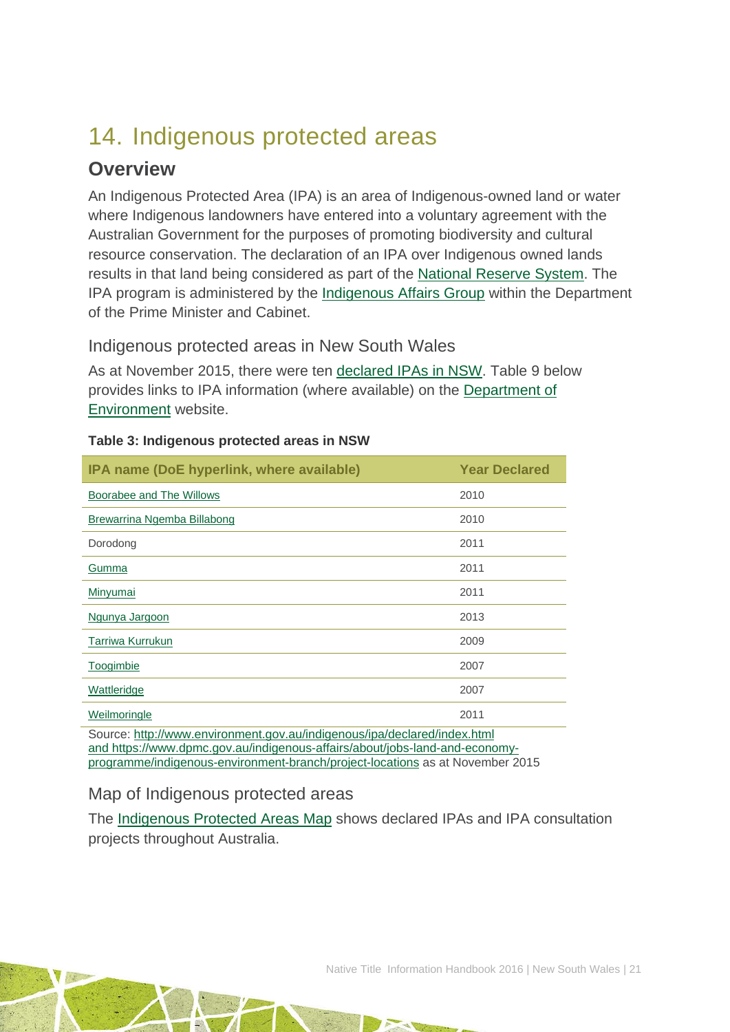# 14. Indigenous protected areas

## Overview

An Indigenous Protected Area (IPA) is an area of Indigenous-owned land or water where Indigenous landowners have entered into a voluntary agreement with the Australian Government for the purposes of promoting biodiversity and cultural resource conservation. The declaration of an IPA over Indigenous owned lands results in that land being considered as part of the National Reserve System. The IPA program is administered by the Indigenous Affairs Group within the Department of the Prime Minister and Cabinet.

### Indigenous protected areas in New South Wales

As at November 2015, there were ten declared IPAs in NSW. Table 9 below provides links to IPA information (where available) on the Department of Environment website.

**Table 3: Indigenous protected areas in NSW**

| IPA name (DoE hyperlink, where available) | Year Declared |
|---|---|
| Boorabee and The Willows | 2010 |
| Brewarrina Ngemba Billabong | 2010 |
| Dorodong | 2011 |
| Gumma | 2011 |
| Minyumai | 2011 |
| Ngunya Jargoon | 2013 |
| Tarriwa Kurrukun | 2009 |
| Toogimbie | 2007 |
| Wattleridge | 2007 |
| Weilmoringle | 2011 |

Source: http://www.environment.gov.au/indigenous/ipa/declared/index.html and https://www.dpmc.gov.au/indigenous-affairs/about/jobs-land-and-economy-programme/indigenous-environment-branch/project-locations as at November 2015

### Map of Indigenous protected areas

The Indigenous Protected Areas Map shows declared IPAs and IPA consultation projects throughout Australia.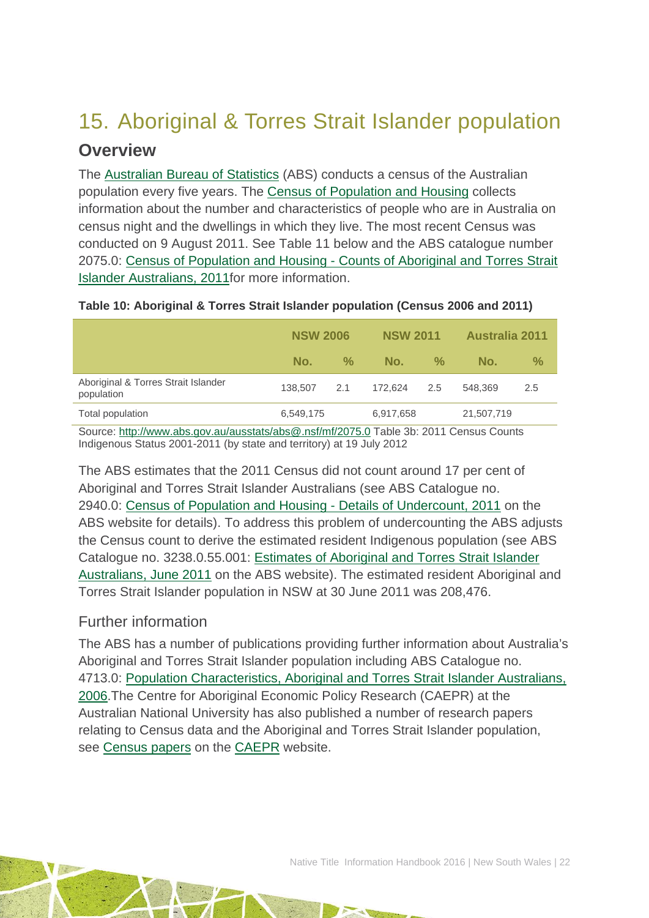# 15. Aboriginal & Torres Strait Islander population

## Overview

The Australian Bureau of Statistics (ABS) conducts a census of the Australian population every five years. The Census of Population and Housing collects information about the number and characteristics of people who are in Australia on census night and the dwellings in which they live. The most recent Census was conducted on 9 August 2011. See Table 11 below and the ABS catalogue number 2075.0: Census of Population and Housing - Counts of Aboriginal and Torres Strait Islander Australians, 2011for more information.

**Table 10: Aboriginal & Torres Strait Islander population (Census 2006 and 2011)**

| | NSW 2006 | | NSW 2011 | | Australia 2011 | |
|---|---|---|---|---|---|---|
| | No. | % | No. | % | No. | % |
| Aboriginal & Torres Strait Islander population | 138,507 | 2.1 | 172,624 | 2.5 | 548,369 | 2.5 |
| Total population | 6,549,175 | | 6,917,658 | | 21,507,719 | |

Source: http://www.abs.gov.au/ausstats/abs@.nsf/mf/2075.0 Table 3b: 2011 Census Counts Indigenous Status 2001-2011 (by state and territory) at 19 July 2012

The ABS estimates that the 2011 Census did not count around 17 per cent of Aboriginal and Torres Strait Islander Australians (see ABS Catalogue no. 2940.0: Census of Population and Housing - Details of Undercount, 2011 on the ABS website for details). To address this problem of undercounting the ABS adjusts the Census count to derive the estimated resident Indigenous population (see ABS Catalogue no. 3238.0.55.001: Estimates of Aboriginal and Torres Strait Islander Australians, June 2011 on the ABS website). The estimated resident Aboriginal and Torres Strait Islander population in NSW at 30 June 2011 was 208,476.

### Further information

The ABS has a number of publications providing further information about Australia's Aboriginal and Torres Strait Islander population including ABS Catalogue no. 4713.0: Population Characteristics, Aboriginal and Torres Strait Islander Australians, 2006.The Centre for Aboriginal Economic Policy Research (CAEPR) at the Australian National University has also published a number of research papers relating to Census data and the Aboriginal and Torres Strait Islander population, see Census papers on the CAEPR website.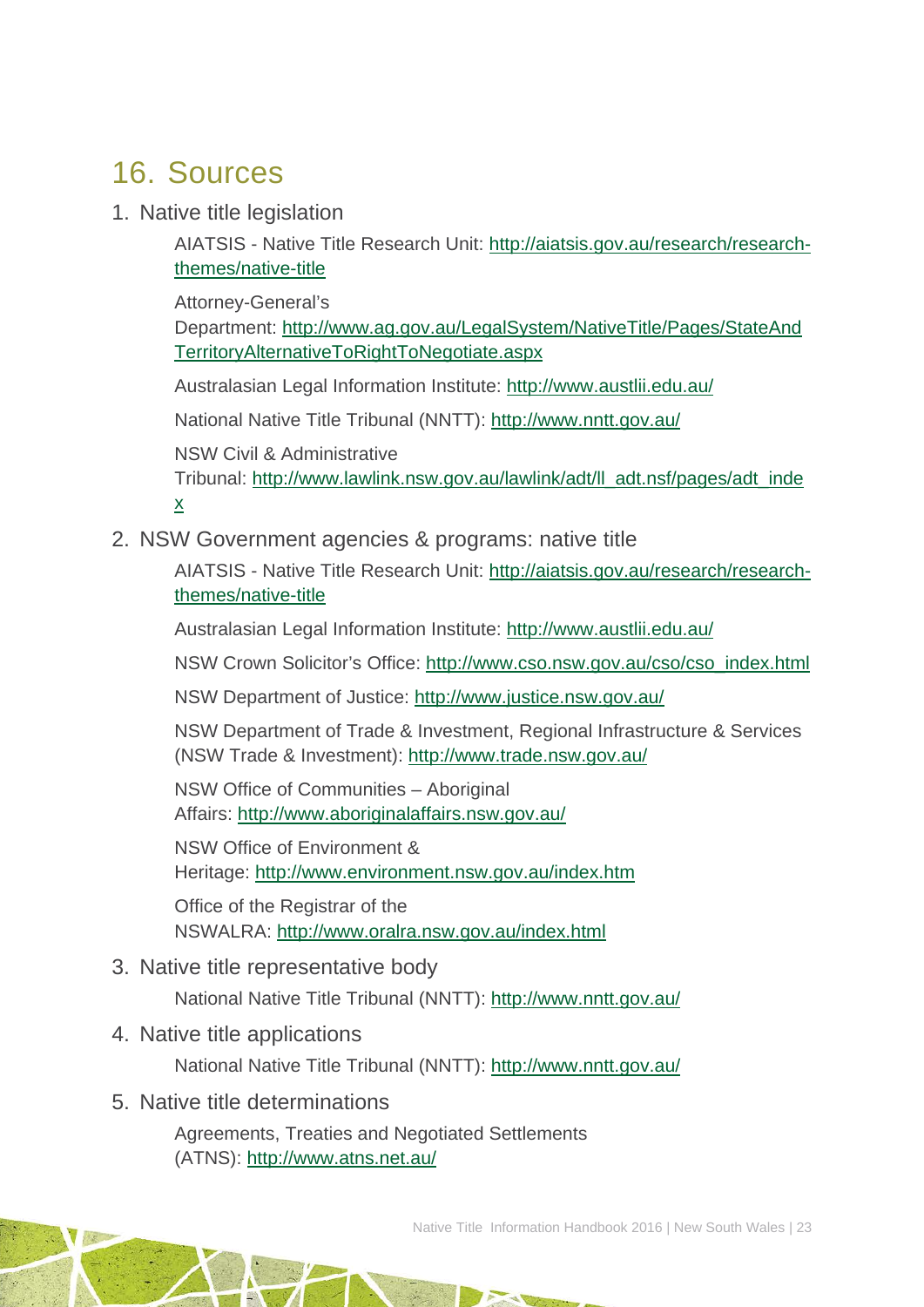# 16. Sources

1. Native title legislation

   AIATSIS - Native Title Research Unit: http://aiatsis.gov.au/research/research-themes/native-title

   Attorney-General's Department: http://www.ag.gov.au/LegalSystem/NativeTitle/Pages/StateAndTerritoryAlternativeToRightToNegotiate.aspx

   Australasian Legal Information Institute: http://www.austlii.edu.au/

   National Native Title Tribunal (NNTT): http://www.nntt.gov.au/

   NSW Civil & Administrative Tribunal: http://www.lawlink.nsw.gov.au/lawlink/adt/ll_adt.nsf/pages/adt_index

2. NSW Government agencies & programs: native title

   AIATSIS - Native Title Research Unit: http://aiatsis.gov.au/research/research-themes/native-title

   Australasian Legal Information Institute: http://www.austlii.edu.au/

   NSW Crown Solicitor's Office: http://www.cso.nsw.gov.au/cso/cso_index.html

   NSW Department of Justice: http://www.justice.nsw.gov.au/

   NSW Department of Trade & Investment, Regional Infrastructure & Services (NSW Trade & Investment): http://www.trade.nsw.gov.au/

   NSW Office of Communities – Aboriginal Affairs: http://www.aboriginalaffairs.nsw.gov.au/

   NSW Office of Environment & Heritage: http://www.environment.nsw.gov.au/index.htm

   Office of the Registrar of the NSWALRA: http://www.oralra.nsw.gov.au/index.html

3. Native title representative body

   National Native Title Tribunal (NNTT): http://www.nntt.gov.au/

4. Native title applications

   National Native Title Tribunal (NNTT): http://www.nntt.gov.au/

5. Native title determinations

   Agreements, Treaties and Negotiated Settlements (ATNS): http://www.atns.net.au/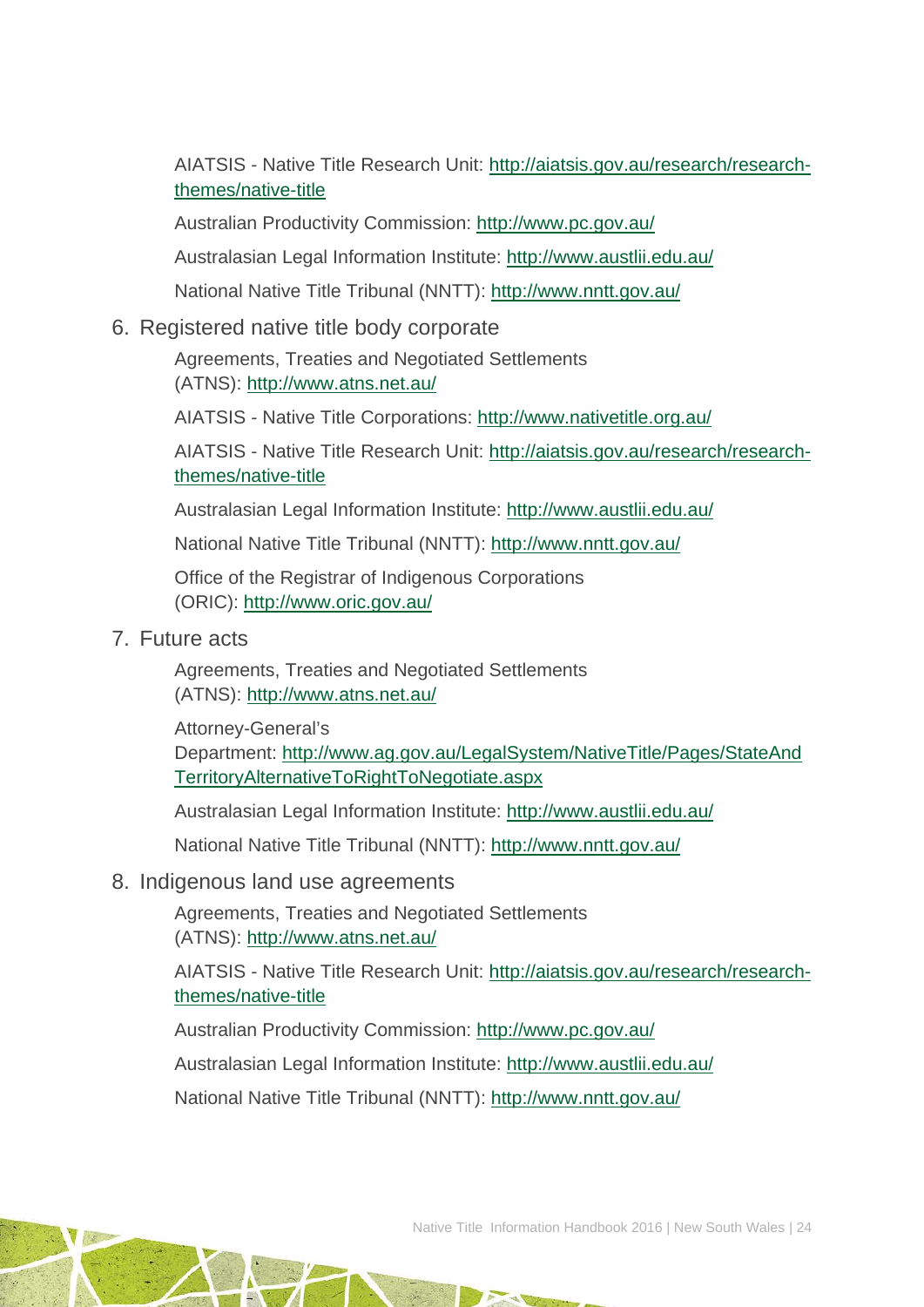AIATSIS - Native Title Research Unit: http://aiatsis.gov.au/research/research-themes/native-title

Australian Productivity Commission: http://www.pc.gov.au/

Australasian Legal Information Institute: http://www.austlii.edu.au/

National Native Title Tribunal (NNTT): http://www.nntt.gov.au/

6. Registered native title body corporate

   Agreements, Treaties and Negotiated Settlements (ATNS): http://www.atns.net.au/

   AIATSIS - Native Title Corporations: http://www.nativetitle.org.au/

   AIATSIS - Native Title Research Unit: http://aiatsis.gov.au/research/research-themes/native-title

   Australasian Legal Information Institute: http://www.austlii.edu.au/

   National Native Title Tribunal (NNTT): http://www.nntt.gov.au/

   Office of the Registrar of Indigenous Corporations (ORIC): http://www.oric.gov.au/

7. Future acts

   Agreements, Treaties and Negotiated Settlements (ATNS): http://www.atns.net.au/

   Attorney-General's Department: http://www.ag.gov.au/LegalSystem/NativeTitle/Pages/StateAndTerritoryAlternativeToRightToNegotiate.aspx

   Australasian Legal Information Institute: http://www.austlii.edu.au/

   National Native Title Tribunal (NNTT): http://www.nntt.gov.au/

8. Indigenous land use agreements

   Agreements, Treaties and Negotiated Settlements (ATNS): http://www.atns.net.au/

   AIATSIS - Native Title Research Unit: http://aiatsis.gov.au/research/research-themes/native-title

   Australian Productivity Commission: http://www.pc.gov.au/

   Australasian Legal Information Institute: http://www.austlii.edu.au/

   National Native Title Tribunal (NNTT): http://www.nntt.gov.au/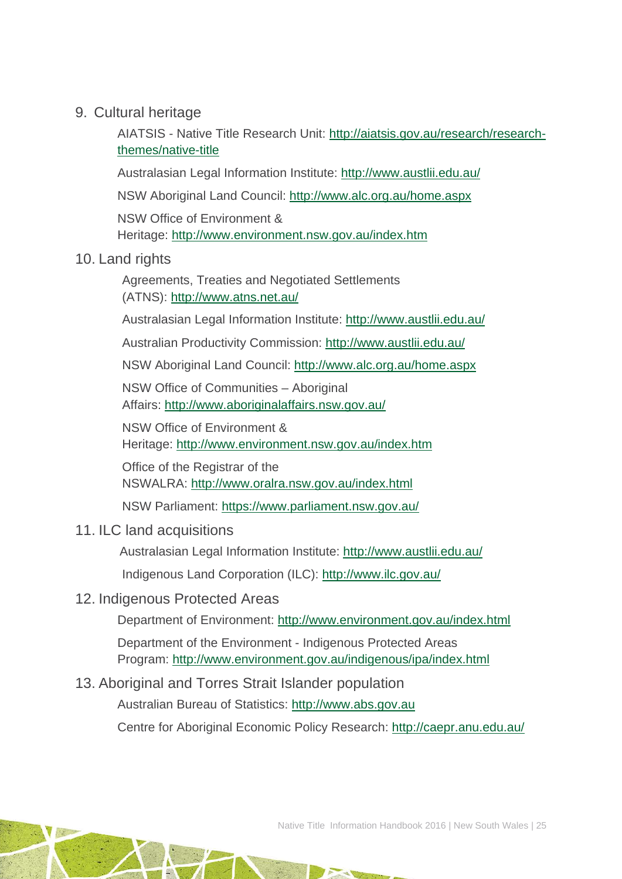9. Cultural heritage

   AIATSIS - Native Title Research Unit: http://aiatsis.gov.au/research/research-themes/native-title

   Australasian Legal Information Institute: http://www.austlii.edu.au/

   NSW Aboriginal Land Council: http://www.alc.org.au/home.aspx

   NSW Office of Environment & Heritage: http://www.environment.nsw.gov.au/index.htm

10. Land rights

    Agreements, Treaties and Negotiated Settlements (ATNS): http://www.atns.net.au/

    Australasian Legal Information Institute: http://www.austlii.edu.au/

    Australian Productivity Commission: http://www.austlii.edu.au/

    NSW Aboriginal Land Council: http://www.alc.org.au/home.aspx

    NSW Office of Communities – Aboriginal Affairs: http://www.aboriginalaffairs.nsw.gov.au/

    NSW Office of Environment & Heritage: http://www.environment.nsw.gov.au/index.htm

    Office of the Registrar of the NSWALRA: http://www.oralra.nsw.gov.au/index.html

    NSW Parliament: https://www.parliament.nsw.gov.au/

11. ILC land acquisitions

    Australasian Legal Information Institute: http://www.austlii.edu.au/

    Indigenous Land Corporation (ILC): http://www.ilc.gov.au/

12. Indigenous Protected Areas

    Department of Environment: http://www.environment.gov.au/index.html

    Department of the Environment - Indigenous Protected Areas Program: http://www.environment.gov.au/indigenous/ipa/index.html

13. Aboriginal and Torres Strait Islander population

    Australian Bureau of Statistics: http://www.abs.gov.au

    Centre for Aboriginal Economic Policy Research: http://caepr.anu.edu.au/